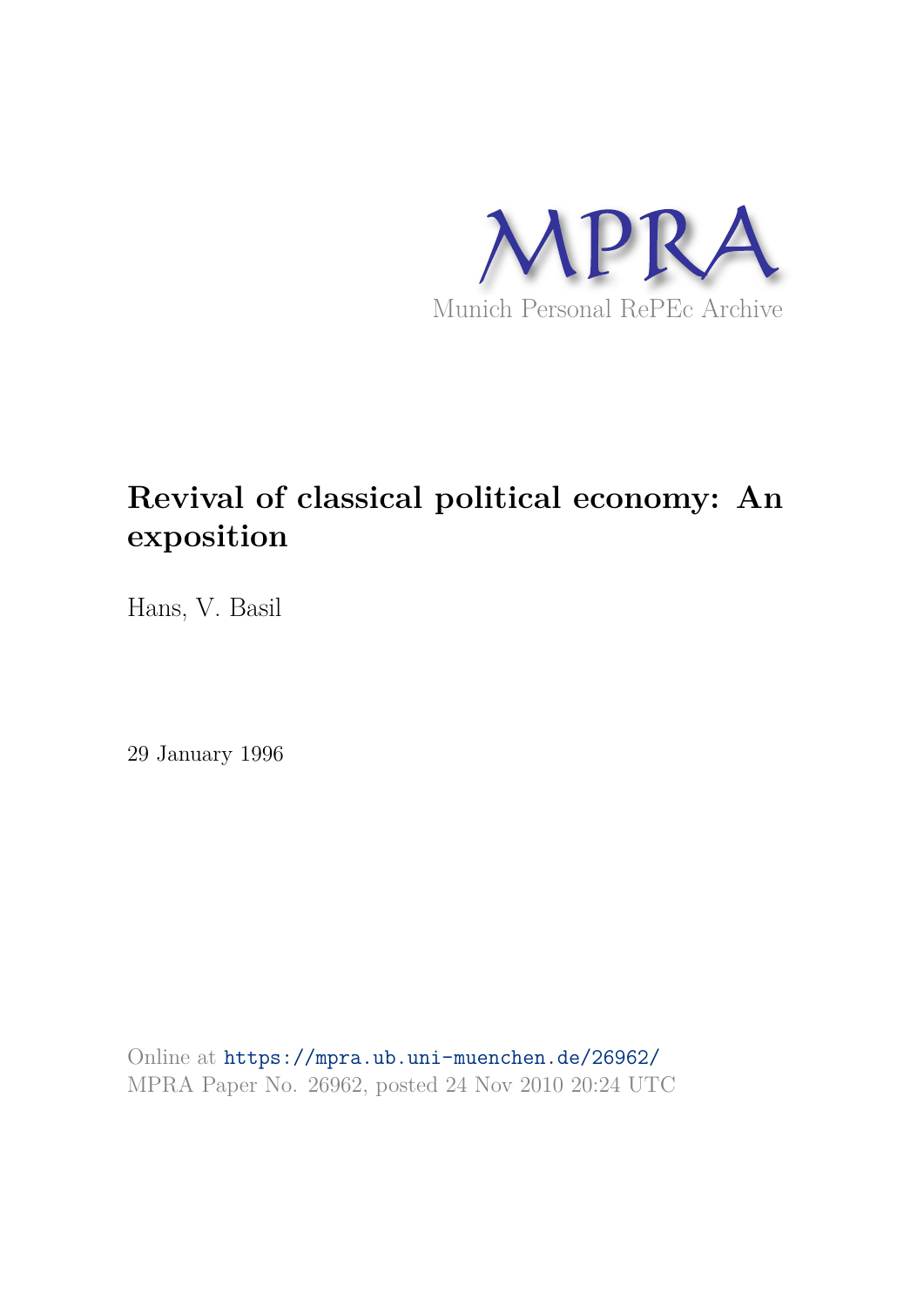MPRA

Munich Personal RePEc Archive

# Revival of classical political economy: An exposition

Hans, V. Basil

29 January 1996

Online at https://mpra.ub.uni-muenchen.de/26962/
MPRA Paper No. 26962, posted 24 Nov 2010 20:24 UTC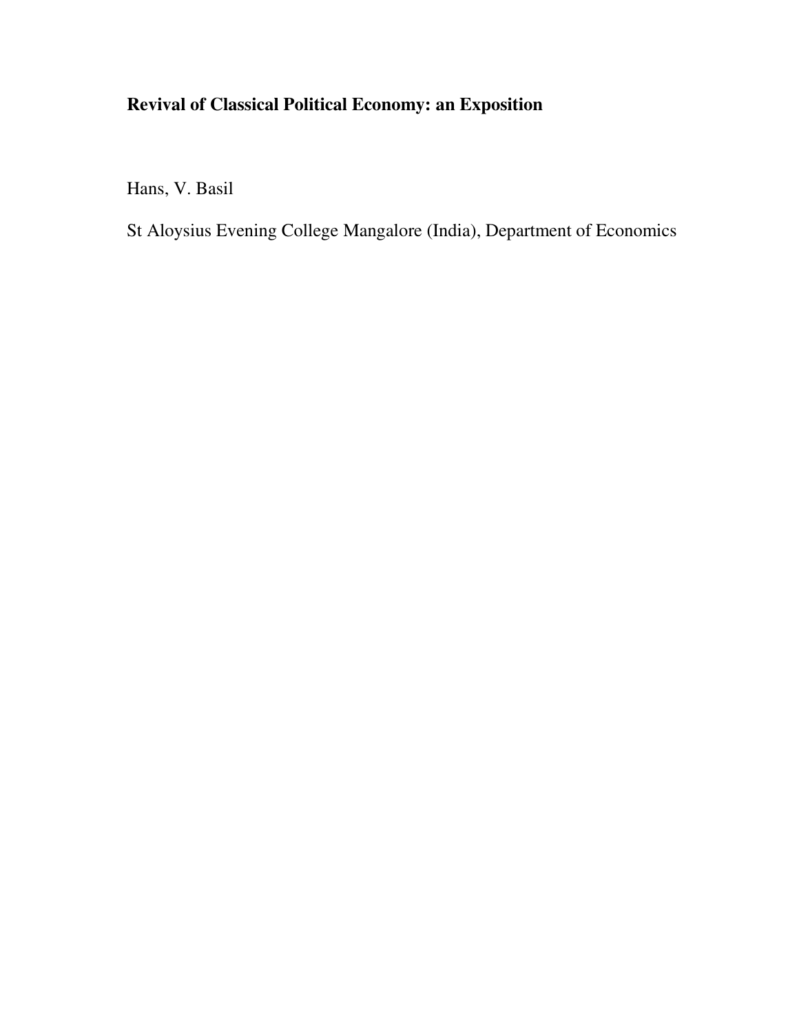**Revival of Classical Political Economy: an Exposition**

Hans, V. Basil

St Aloysius Evening College Mangalore (India), Department of Economics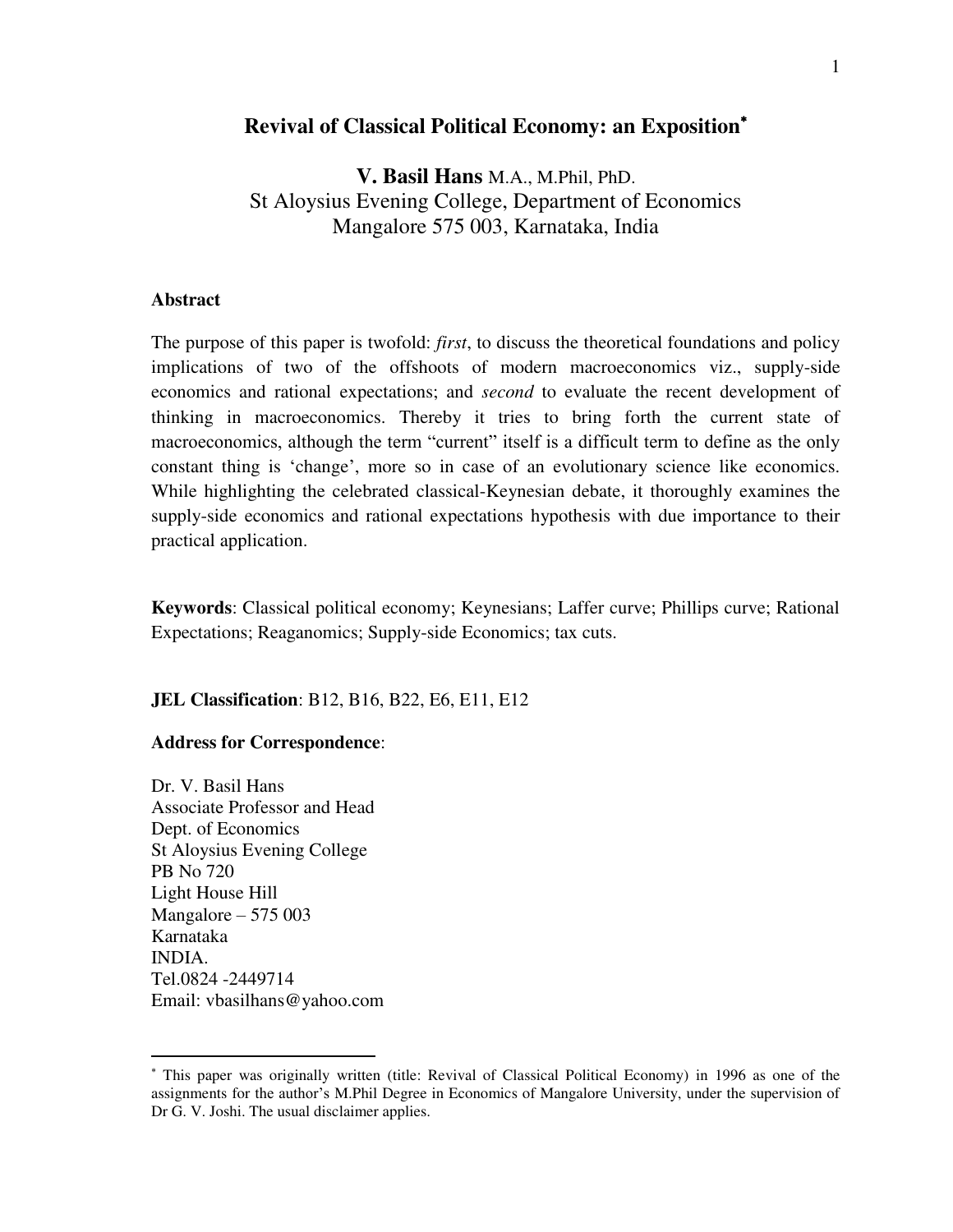# Revival of Classical Political Economy: an Exposition*

**V. Basil Hans** M.A., M.Phil, PhD.
St Aloysius Evening College, Department of Economics
Mangalore 575 003, Karnataka, India

**Abstract**

The purpose of this paper is twofold: *first*, to discuss the theoretical foundations and policy implications of two of the offshoots of modern macroeconomics viz., supply-side economics and rational expectations; and *second* to evaluate the recent development of thinking in macroeconomics. Thereby it tries to bring forth the current state of macroeconomics, although the term "current" itself is a difficult term to define as the only constant thing is 'change', more so in case of an evolutionary science like economics. While highlighting the celebrated classical-Keynesian debate, it thoroughly examines the supply-side economics and rational expectations hypothesis with due importance to their practical application.

**Keywords**: Classical political economy; Keynesians; Laffer curve; Phillips curve; Rational Expectations; Reaganomics; Supply-side Economics; tax cuts.

**JEL Classification**: B12, B16, B22, E6, E11, E12

**Address for Correspondence**:

Dr. V. Basil Hans
Associate Professor and Head
Dept. of Economics
St Aloysius Evening College
PB No 720
Light House Hill
Mangalore – 575 003
Karnataka
INDIA.
Tel.0824 -2449714
Email: vbasilhans@yahoo.com

---

* This paper was originally written (title: Revival of Classical Political Economy) in 1996 as one of the assignments for the author's M.Phil Degree in Economics of Mangalore University, under the supervision of Dr G. V. Joshi. The usual disclaimer applies.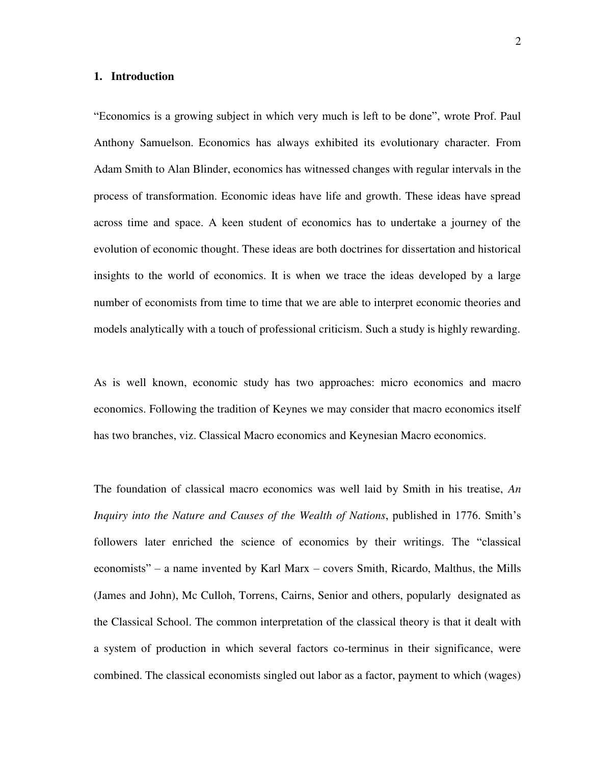## 1. Introduction

“Economics is a growing subject in which very much is left to be done”, wrote Prof. Paul Anthony Samuelson. Economics has always exhibited its evolutionary character. From Adam Smith to Alan Blinder, economics has witnessed changes with regular intervals in the process of transformation. Economic ideas have life and growth. These ideas have spread across time and space. A keen student of economics has to undertake a journey of the evolution of economic thought. These ideas are both doctrines for dissertation and historical insights to the world of economics. It is when we trace the ideas developed by a large number of economists from time to time that we are able to interpret economic theories and models analytically with a touch of professional criticism. Such a study is highly rewarding.

As is well known, economic study has two approaches: micro economics and macro economics. Following the tradition of Keynes we may consider that macro economics itself has two branches, viz. Classical Macro economics and Keynesian Macro economics.

The foundation of classical macro economics was well laid by Smith in his treatise, *An Inquiry into the Nature and Causes of the Wealth of Nations*, published in 1776. Smith’s followers later enriched the science of economics by their writings. The “classical economists” – a name invented by Karl Marx – covers Smith, Ricardo, Malthus, the Mills (James and John), Mc Culloh, Torrens, Cairns, Senior and others, popularly designated as the Classical School. The common interpretation of the classical theory is that it dealt with a system of production in which several factors co-terminus in their significance, were combined. The classical economists singled out labor as a factor, payment to which (wages)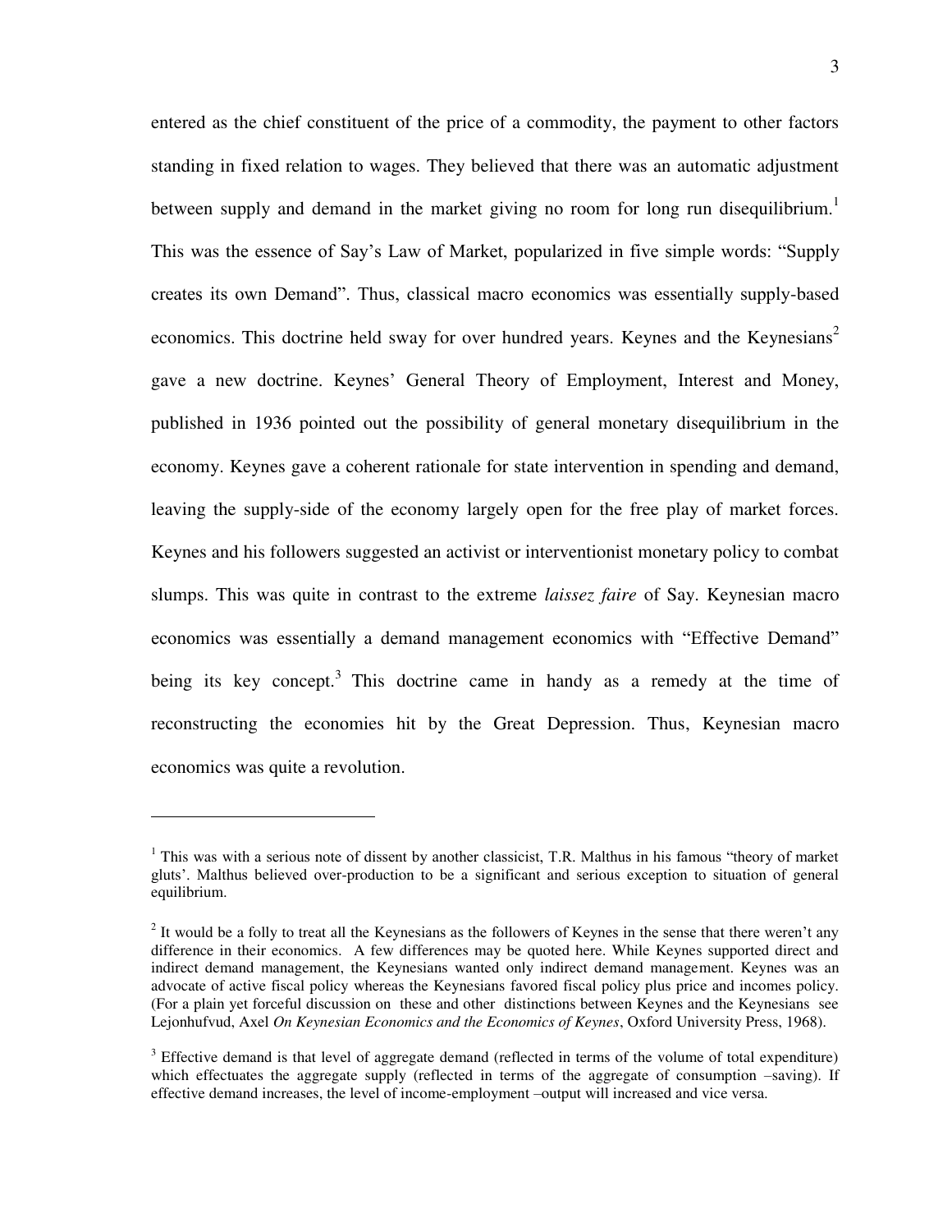entered as the chief constituent of the price of a commodity, the payment to other factors standing in fixed relation to wages. They believed that there was an automatic adjustment between supply and demand in the market giving no room for long run disequilibrium.[1] This was the essence of Say's Law of Market, popularized in five simple words: "Supply creates its own Demand". Thus, classical macro economics was essentially supply-based economics. This doctrine held sway for over hundred years. Keynes and the Keynesians[2] gave a new doctrine. Keynes' General Theory of Employment, Interest and Money, published in 1936 pointed out the possibility of general monetary disequilibrium in the economy. Keynes gave a coherent rationale for state intervention in spending and demand, leaving the supply-side of the economy largely open for the free play of market forces. Keynes and his followers suggested an activist or interventionist monetary policy to combat slumps. This was quite in contrast to the extreme *laissez faire* of Say. Keynesian macro economics was essentially a demand management economics with "Effective Demand" being its key concept.[3] This doctrine came in handy as a remedy at the time of reconstructing the economies hit by the Great Depression. Thus, Keynesian macro economics was quite a revolution.

---

[1] This was with a serious note of dissent by another classicist, T.R. Malthus in his famous "theory of market gluts'. Malthus believed over-production to be a significant and serious exception to situation of general equilibrium.

[2] It would be a folly to treat all the Keynesians as the followers of Keynes in the sense that there weren't any difference in their economics. A few differences may be quoted here. While Keynes supported direct and indirect demand management, the Keynesians wanted only indirect demand management. Keynes was an advocate of active fiscal policy whereas the Keynesians favored fiscal policy plus price and incomes policy. (For a plain yet forceful discussion on these and other distinctions between Keynes and the Keynesians see Lejonhufvud, Axel *On Keynesian Economics and the Economics of Keynes*, Oxford University Press, 1968).

[3] Effective demand is that level of aggregate demand (reflected in terms of the volume of total expenditure) which effectuates the aggregate supply (reflected in terms of the aggregate of consumption –saving). If effective demand increases, the level of income-employment –output will increased and vice versa.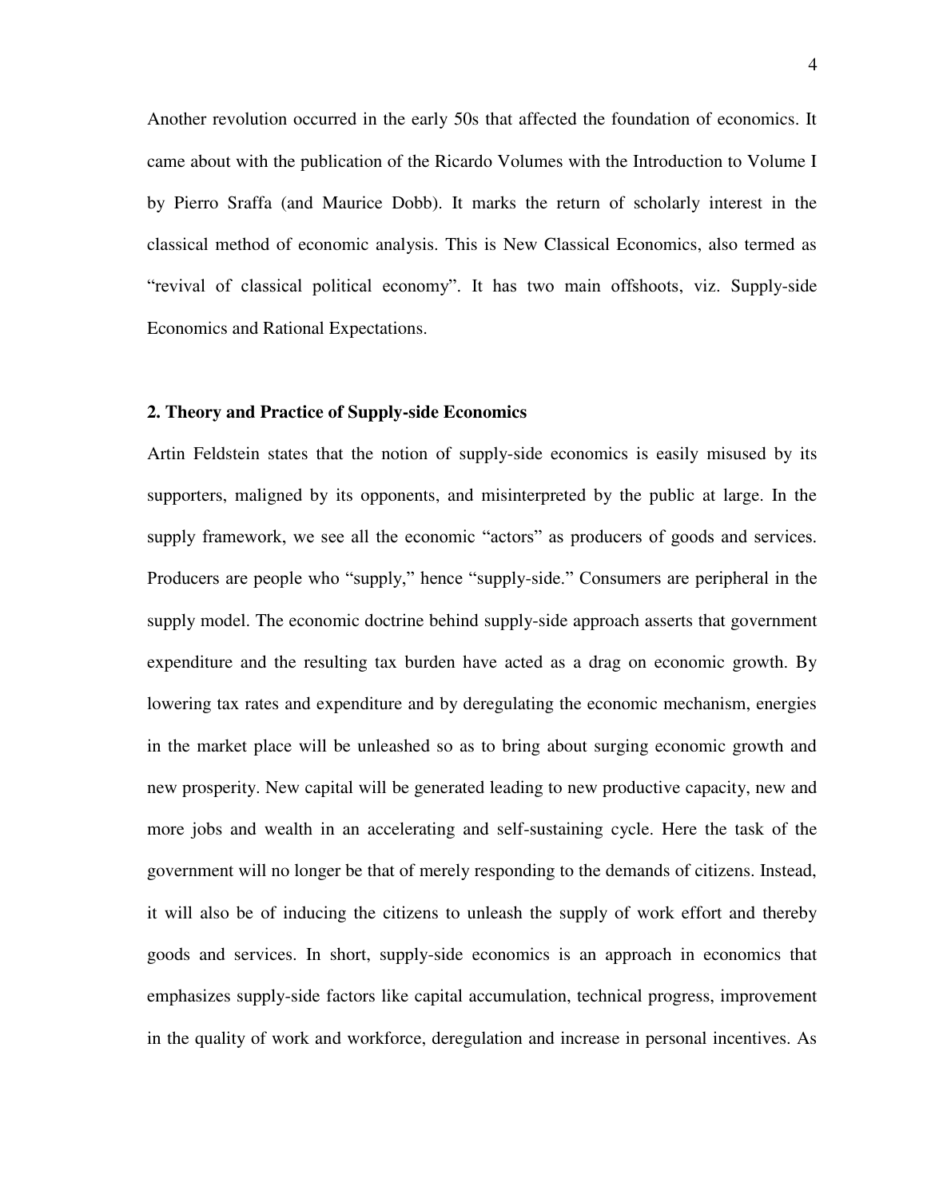Another revolution occurred in the early 50s that affected the foundation of economics. It came about with the publication of the Ricardo Volumes with the Introduction to Volume I by Pierro Sraffa (and Maurice Dobb). It marks the return of scholarly interest in the classical method of economic analysis. This is New Classical Economics, also termed as "revival of classical political economy". It has two main offshoots, viz. Supply-side Economics and Rational Expectations.

## 2. Theory and Practice of Supply-side Economics

Artin Feldstein states that the notion of supply-side economics is easily misused by its supporters, maligned by its opponents, and misinterpreted by the public at large. In the supply framework, we see all the economic "actors" as producers of goods and services. Producers are people who "supply," hence "supply-side." Consumers are peripheral in the supply model. The economic doctrine behind supply-side approach asserts that government expenditure and the resulting tax burden have acted as a drag on economic growth. By lowering tax rates and expenditure and by deregulating the economic mechanism, energies in the market place will be unleashed so as to bring about surging economic growth and new prosperity. New capital will be generated leading to new productive capacity, new and more jobs and wealth in an accelerating and self-sustaining cycle. Here the task of the government will no longer be that of merely responding to the demands of citizens. Instead, it will also be of inducing the citizens to unleash the supply of work effort and thereby goods and services. In short, supply-side economics is an approach in economics that emphasizes supply-side factors like capital accumulation, technical progress, improvement in the quality of work and workforce, deregulation and increase in personal incentives. As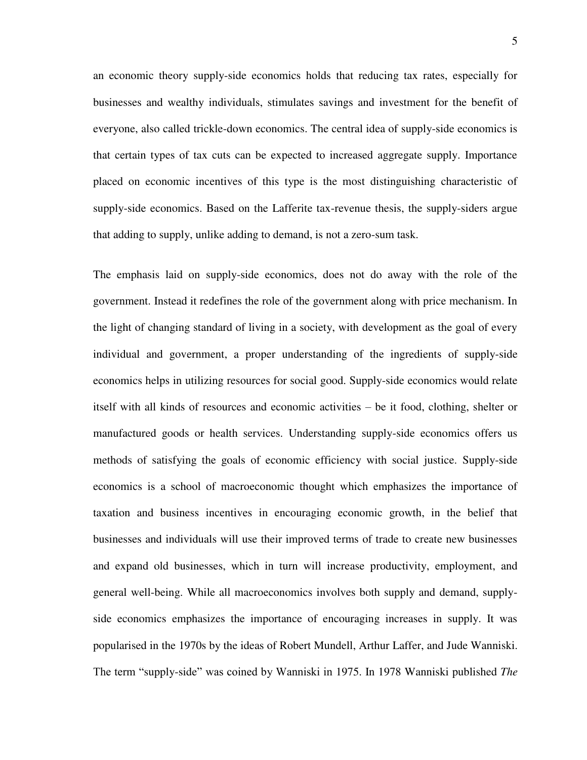an economic theory supply-side economics holds that reducing tax rates, especially for businesses and wealthy individuals, stimulates savings and investment for the benefit of everyone, also called trickle-down economics. The central idea of supply-side economics is that certain types of tax cuts can be expected to increased aggregate supply. Importance placed on economic incentives of this type is the most distinguishing characteristic of supply-side economics. Based on the Lafferite tax-revenue thesis, the supply-siders argue that adding to supply, unlike adding to demand, is not a zero-sum task.

The emphasis laid on supply-side economics, does not do away with the role of the government. Instead it redefines the role of the government along with price mechanism. In the light of changing standard of living in a society, with development as the goal of every individual and government, a proper understanding of the ingredients of supply-side economics helps in utilizing resources for social good. Supply-side economics would relate itself with all kinds of resources and economic activities – be it food, clothing, shelter or manufactured goods or health services. Understanding supply-side economics offers us methods of satisfying the goals of economic efficiency with social justice. Supply-side economics is a school of macroeconomic thought which emphasizes the importance of taxation and business incentives in encouraging economic growth, in the belief that businesses and individuals will use their improved terms of trade to create new businesses and expand old businesses, which in turn will increase productivity, employment, and general well-being. While all macroeconomics involves both supply and demand, supply-side economics emphasizes the importance of encouraging increases in supply. It was popularised in the 1970s by the ideas of Robert Mundell, Arthur Laffer, and Jude Wanniski. The term "supply-side" was coined by Wanniski in 1975. In 1978 Wanniski published *The*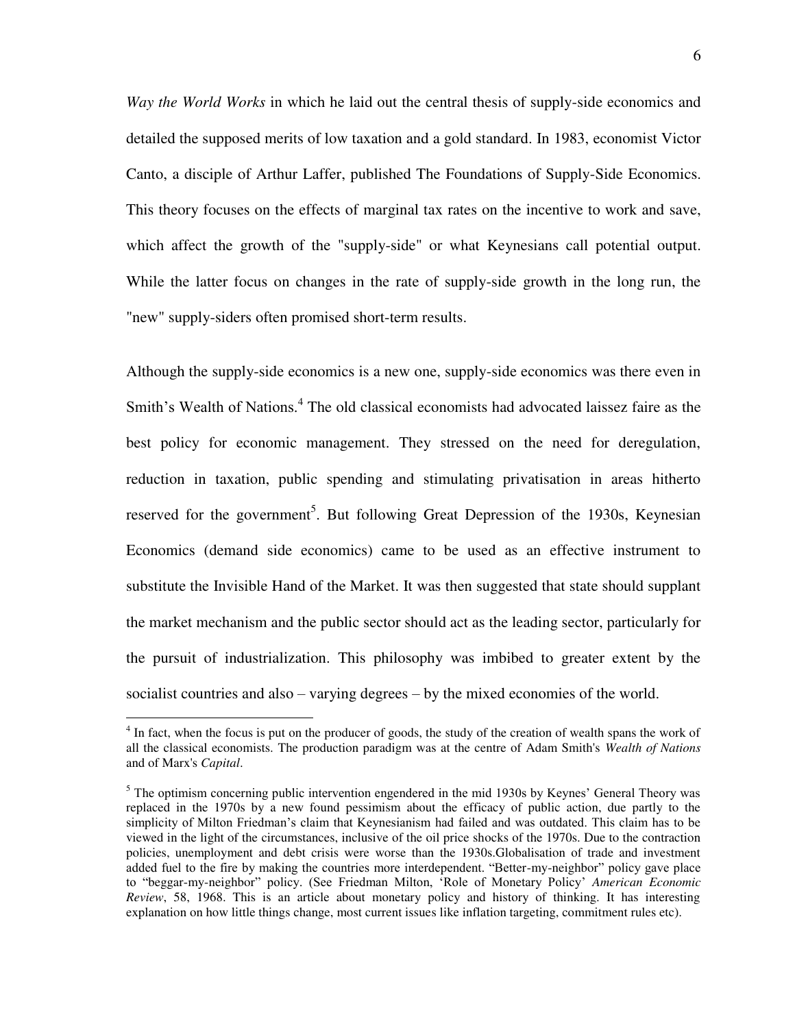*Way the World Works* in which he laid out the central thesis of supply-side economics and detailed the supposed merits of low taxation and a gold standard. In 1983, economist Victor Canto, a disciple of Arthur Laffer, published The Foundations of Supply-Side Economics. This theory focuses on the effects of marginal tax rates on the incentive to work and save, which affect the growth of the "supply-side" or what Keynesians call potential output. While the latter focus on changes in the rate of supply-side growth in the long run, the "new" supply-siders often promised short-term results.

Although the supply-side economics is a new one, supply-side economics was there even in Smith's Wealth of Nations.[4] The old classical economists had advocated laissez faire as the best policy for economic management. They stressed on the need for deregulation, reduction in taxation, public spending and stimulating privatisation in areas hitherto reserved for the government[5]. But following Great Depression of the 1930s, Keynesian Economics (demand side economics) came to be used as an effective instrument to substitute the Invisible Hand of the Market. It was then suggested that state should supplant the market mechanism and the public sector should act as the leading sector, particularly for the pursuit of industrialization. This philosophy was imbibed to greater extent by the socialist countries and also – varying degrees – by the mixed economies of the world.

---

[4] In fact, when the focus is put on the producer of goods, the study of the creation of wealth spans the work of all the classical economists. The production paradigm was at the centre of Adam Smith's *Wealth of Nations* and of Marx's *Capital*.

[5] The optimism concerning public intervention engendered in the mid 1930s by Keynes' General Theory was replaced in the 1970s by a new found pessimism about the efficacy of public action, due partly to the simplicity of Milton Friedman's claim that Keynesianism had failed and was outdated. This claim has to be viewed in the light of the circumstances, inclusive of the oil price shocks of the 1970s. Due to the contraction policies, unemployment and debt crisis were worse than the 1930s.Globalisation of trade and investment added fuel to the fire by making the countries more interdependent. "Better-my-neighbor" policy gave place to "beggar-my-neighbor" policy. (See Friedman Milton, 'Role of Monetary Policy' *American Economic Review*, 58, 1968. This is an article about monetary policy and history of thinking. It has interesting explanation on how little things change, most current issues like inflation targeting, commitment rules etc).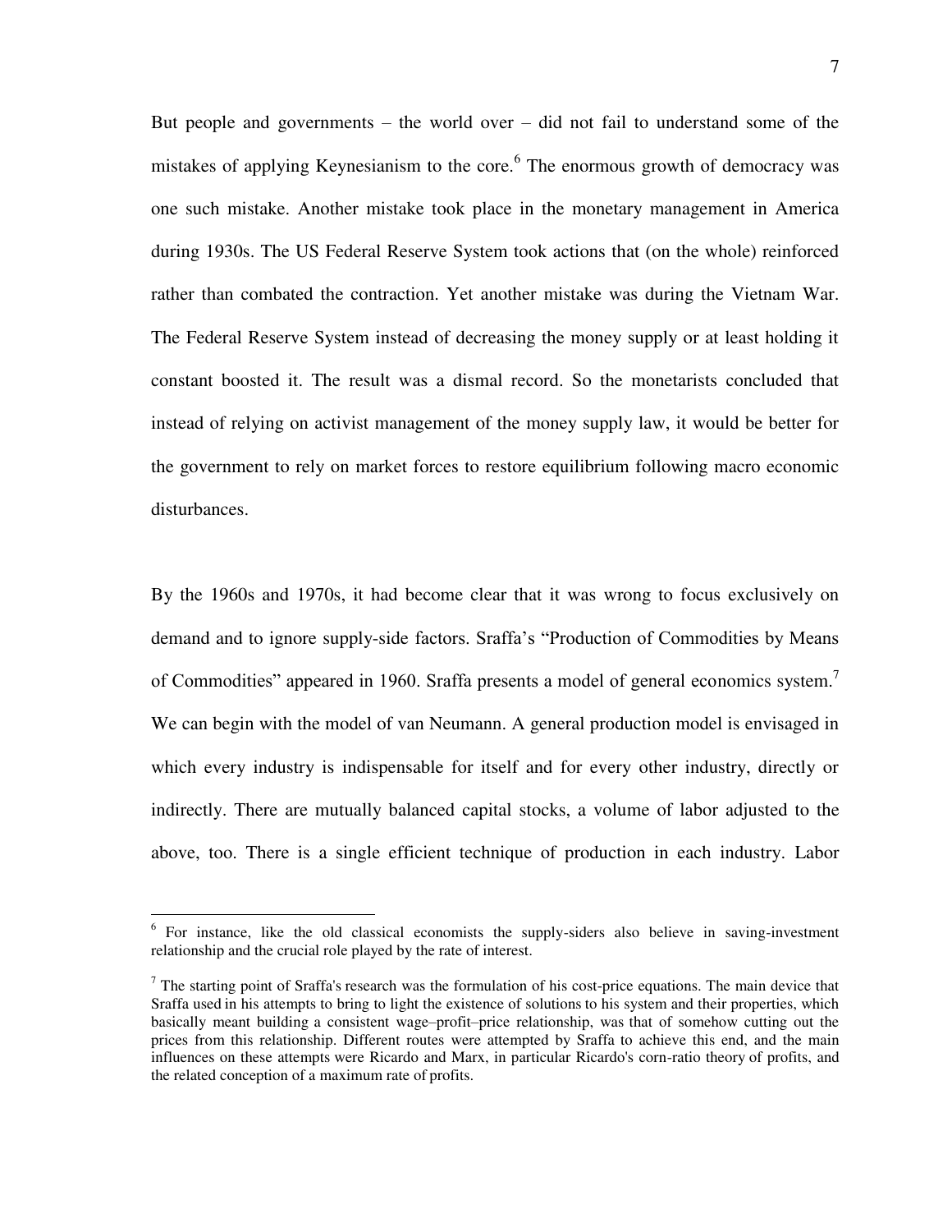But people and governments – the world over – did not fail to understand some of the mistakes of applying Keynesianism to the core.[6] The enormous growth of democracy was one such mistake. Another mistake took place in the monetary management in America during 1930s. The US Federal Reserve System took actions that (on the whole) reinforced rather than combated the contraction. Yet another mistake was during the Vietnam War. The Federal Reserve System instead of decreasing the money supply or at least holding it constant boosted it. The result was a dismal record. So the monetarists concluded that instead of relying on activist management of the money supply law, it would be better for the government to rely on market forces to restore equilibrium following macro economic disturbances.

By the 1960s and 1970s, it had become clear that it was wrong to focus exclusively on demand and to ignore supply-side factors. Sraffa's "Production of Commodities by Means of Commodities" appeared in 1960. Sraffa presents a model of general economics system.[7] We can begin with the model of van Neumann. A general production model is envisaged in which every industry is indispensable for itself and for every other industry, directly or indirectly. There are mutually balanced capital stocks, a volume of labor adjusted to the above, too. There is a single efficient technique of production in each industry. Labor

---

[6] For instance, like the old classical economists the supply-siders also believe in saving-investment relationship and the crucial role played by the rate of interest.

[7] The starting point of Sraffa's research was the formulation of his cost-price equations. The main device that Sraffa used in his attempts to bring to light the existence of solutions to his system and their properties, which basically meant building a consistent wage–profit–price relationship, was that of somehow cutting out the prices from this relationship. Different routes were attempted by Sraffa to achieve this end, and the main influences on these attempts were Ricardo and Marx, in particular Ricardo's corn-ratio theory of profits, and the related conception of a maximum rate of profits.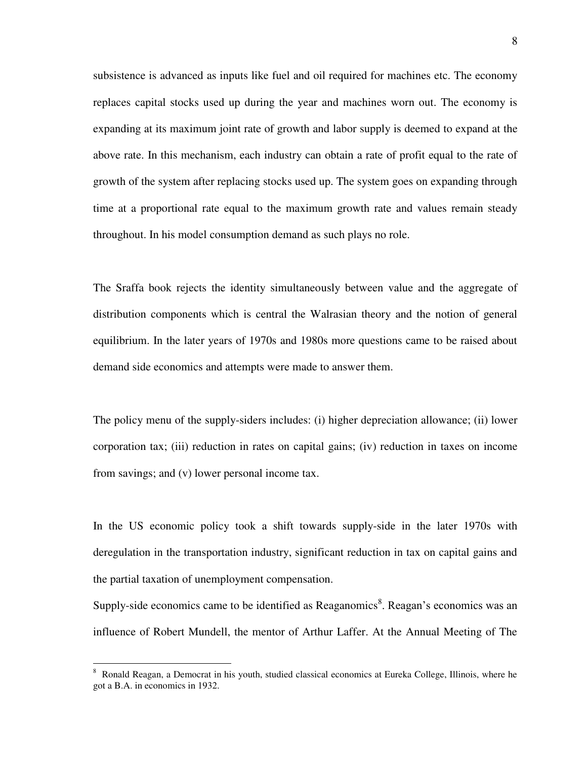subsistence is advanced as inputs like fuel and oil required for machines etc. The economy replaces capital stocks used up during the year and machines worn out. The economy is expanding at its maximum joint rate of growth and labor supply is deemed to expand at the above rate. In this mechanism, each industry can obtain a rate of profit equal to the rate of growth of the system after replacing stocks used up. The system goes on expanding through time at a proportional rate equal to the maximum growth rate and values remain steady throughout. In his model consumption demand as such plays no role.

The Sraffa book rejects the identity simultaneously between value and the aggregate of distribution components which is central the Walrasian theory and the notion of general equilibrium. In the later years of 1970s and 1980s more questions came to be raised about demand side economics and attempts were made to answer them.

The policy menu of the supply-siders includes: (i) higher depreciation allowance; (ii) lower corporation tax; (iii) reduction in rates on capital gains; (iv) reduction in taxes on income from savings; and (v) lower personal income tax.

In the US economic policy took a shift towards supply-side in the later 1970s with deregulation in the transportation industry, significant reduction in tax on capital gains and the partial taxation of unemployment compensation.

Supply-side economics came to be identified as Reaganomics[8]. Reagan's economics was an influence of Robert Mundell, the mentor of Arthur Laffer. At the Annual Meeting of The

[8] Ronald Reagan, a Democrat in his youth, studied classical economics at Eureka College, Illinois, where he got a B.A. in economics in 1932.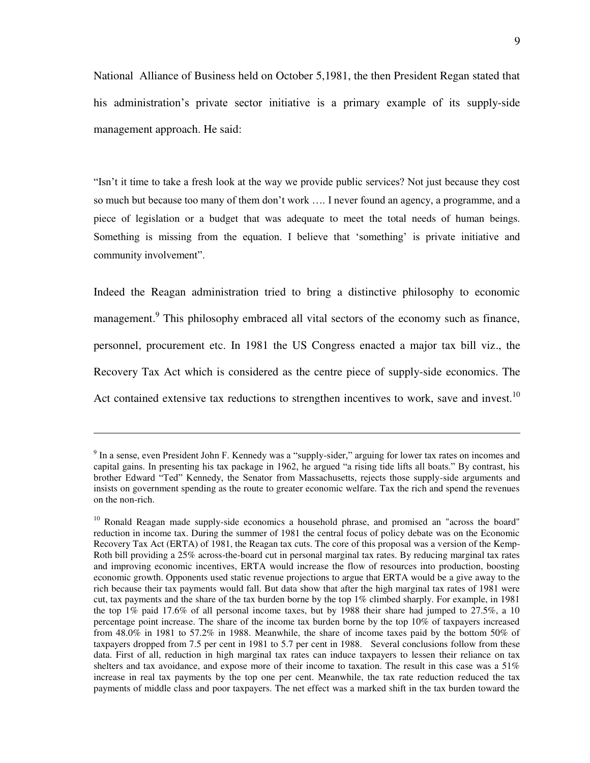National Alliance of Business held on October 5,1981, the then President Regan stated that his administration's private sector initiative is a primary example of its supply-side management approach. He said:

"Isn't it time to take a fresh look at the way we provide public services? Not just because they cost so much but because too many of them don't work …. I never found an agency, a programme, and a piece of legislation or a budget that was adequate to meet the total needs of human beings. Something is missing from the equation. I believe that 'something' is private initiative and community involvement".

Indeed the Reagan administration tried to bring a distinctive philosophy to economic management.[9] This philosophy embraced all vital sectors of the economy such as finance, personnel, procurement etc. In 1981 the US Congress enacted a major tax bill viz., the Recovery Tax Act which is considered as the centre piece of supply-side economics. The Act contained extensive tax reductions to strengthen incentives to work, save and invest.[10]

---

[9] In a sense, even President John F. Kennedy was a "supply-sider," arguing for lower tax rates on incomes and capital gains. In presenting his tax package in 1962, he argued "a rising tide lifts all boats." By contrast, his brother Edward "Ted" Kennedy, the Senator from Massachusetts, rejects those supply-side arguments and insists on government spending as the route to greater economic welfare. Tax the rich and spend the revenues on the non-rich.

[10] Ronald Reagan made supply-side economics a household phrase, and promised an "across the board" reduction in income tax. During the summer of 1981 the central focus of policy debate was on the Economic Recovery Tax Act (ERTA) of 1981, the Reagan tax cuts. The core of this proposal was a version of the Kemp-Roth bill providing a 25% across-the-board cut in personal marginal tax rates. By reducing marginal tax rates and improving economic incentives, ERTA would increase the flow of resources into production, boosting economic growth. Opponents used static revenue projections to argue that ERTA would be a give away to the rich because their tax payments would fall. But data show that after the high marginal tax rates of 1981 were cut, tax payments and the share of the tax burden borne by the top 1% climbed sharply. For example, in 1981 the top 1% paid 17.6% of all personal income taxes, but by 1988 their share had jumped to 27.5%, a 10 percentage point increase. The share of the income tax burden borne by the top 10% of taxpayers increased from 48.0% in 1981 to 57.2% in 1988. Meanwhile, the share of income taxes paid by the bottom 50% of taxpayers dropped from 7.5 per cent in 1981 to 5.7 per cent in 1988. Several conclusions follow from these data. First of all, reduction in high marginal tax rates can induce taxpayers to lessen their reliance on tax shelters and tax avoidance, and expose more of their income to taxation. The result in this case was a 51% increase in real tax payments by the top one per cent. Meanwhile, the tax rate reduction reduced the tax payments of middle class and poor taxpayers. The net effect was a marked shift in the tax burden toward the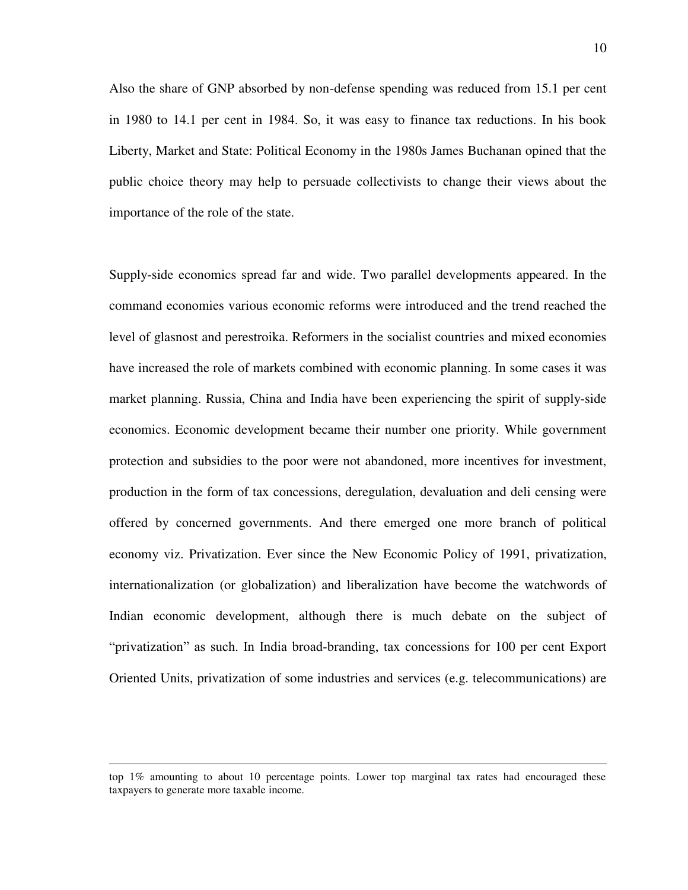Also the share of GNP absorbed by non-defense spending was reduced from 15.1 per cent in 1980 to 14.1 per cent in 1984. So, it was easy to finance tax reductions. In his book Liberty, Market and State: Political Economy in the 1980s James Buchanan opined that the public choice theory may help to persuade collectivists to change their views about the importance of the role of the state.

Supply-side economics spread far and wide. Two parallel developments appeared. In the command economies various economic reforms were introduced and the trend reached the level of glasnost and perestroika. Reformers in the socialist countries and mixed economies have increased the role of markets combined with economic planning. In some cases it was market planning. Russia, China and India have been experiencing the spirit of supply-side economics. Economic development became their number one priority. While government protection and subsidies to the poor were not abandoned, more incentives for investment, production in the form of tax concessions, deregulation, devaluation and deli censing were offered by concerned governments. And there emerged one more branch of political economy viz. Privatization. Ever since the New Economic Policy of 1991, privatization, internationalization (or globalization) and liberalization have become the watchwords of Indian economic development, although there is much debate on the subject of "privatization" as such. In India broad-branding, tax concessions for 100 per cent Export Oriented Units, privatization of some industries and services (e.g. telecommunications) are

---

top 1% amounting to about 10 percentage points. Lower top marginal tax rates had encouraged these taxpayers to generate more taxable income.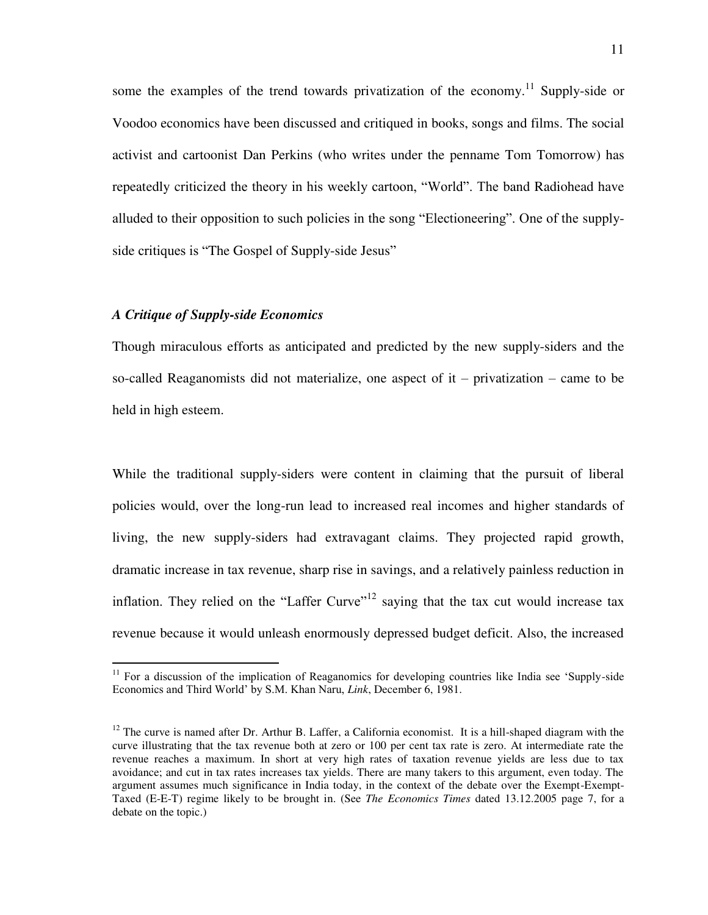some the examples of the trend towards privatization of the economy.[11] Supply-side or Voodoo economics have been discussed and critiqued in books, songs and films. The social activist and cartoonist Dan Perkins (who writes under the penname Tom Tomorrow) has repeatedly criticized the theory in his weekly cartoon, "World". The band Radiohead have alluded to their opposition to such policies in the song "Electioneering". One of the supply-side critiques is "The Gospel of Supply-side Jesus"

### *A Critique of Supply-side Economics*

Though miraculous efforts as anticipated and predicted by the new supply-siders and the so-called Reaganomists did not materialize, one aspect of it – privatization – came to be held in high esteem.

While the traditional supply-siders were content in claiming that the pursuit of liberal policies would, over the long-run lead to increased real incomes and higher standards of living, the new supply-siders had extravagant claims. They projected rapid growth, dramatic increase in tax revenue, sharp rise in savings, and a relatively painless reduction in inflation. They relied on the "Laffer Curve"[12] saying that the tax cut would increase tax revenue because it would unleash enormously depressed budget deficit. Also, the increased

---

[11] For a discussion of the implication of Reaganomics for developing countries like India see 'Supply-side Economics and Third World' by S.M. Khan Naru, *Link*, December 6, 1981.

[12] The curve is named after Dr. Arthur B. Laffer, a California economist. It is a hill-shaped diagram with the curve illustrating that the tax revenue both at zero or 100 per cent tax rate is zero. At intermediate rate the revenue reaches a maximum. In short at very high rates of taxation revenue yields are less due to tax avoidance; and cut in tax rates increases tax yields. There are many takers to this argument, even today. The argument assumes much significance in India today, in the context of the debate over the Exempt-Exempt-Taxed (E-E-T) regime likely to be brought in. (See *The Economics Times* dated 13.12.2005 page 7, for a debate on the topic.)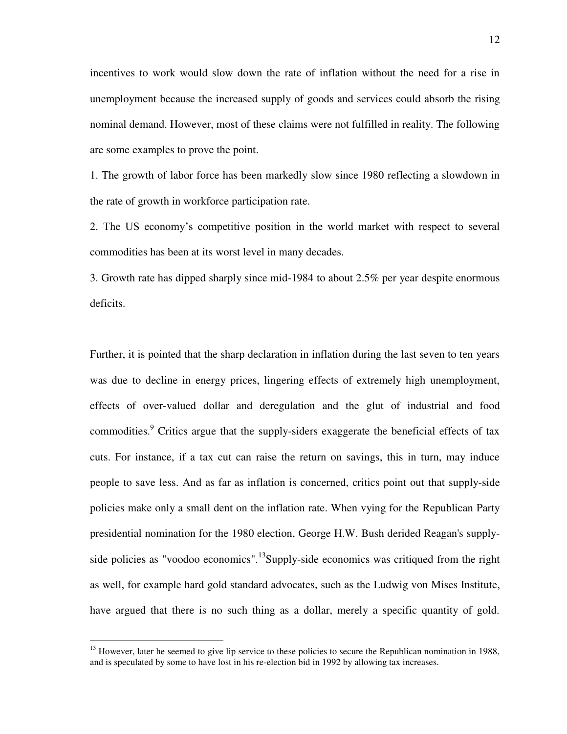incentives to work would slow down the rate of inflation without the need for a rise in unemployment because the increased supply of goods and services could absorb the rising nominal demand. However, most of these claims were not fulfilled in reality. The following are some examples to prove the point.

1. The growth of labor force has been markedly slow since 1980 reflecting a slowdown in the rate of growth in workforce participation rate.

2. The US economy's competitive position in the world market with respect to several commodities has been at its worst level in many decades.

3. Growth rate has dipped sharply since mid-1984 to about 2.5% per year despite enormous deficits.

Further, it is pointed that the sharp declaration in inflation during the last seven to ten years was due to decline in energy prices, lingering effects of extremely high unemployment, effects of over-valued dollar and deregulation and the glut of industrial and food commodities.[9] Critics argue that the supply-siders exaggerate the beneficial effects of tax cuts. For instance, if a tax cut can raise the return on savings, this in turn, may induce people to save less. And as far as inflation is concerned, critics point out that supply-side policies make only a small dent on the inflation rate. When vying for the Republican Party presidential nomination for the 1980 election, George H.W. Bush derided Reagan's supply-side policies as "voodoo economics".[13]Supply-side economics was critiqued from the right as well, for example hard gold standard advocates, such as the Ludwig von Mises Institute, have argued that there is no such thing as a dollar, merely a specific quantity of gold.

[13] However, later he seemed to give lip service to these policies to secure the Republican nomination in 1988, and is speculated by some to have lost in his re-election bid in 1992 by allowing tax increases.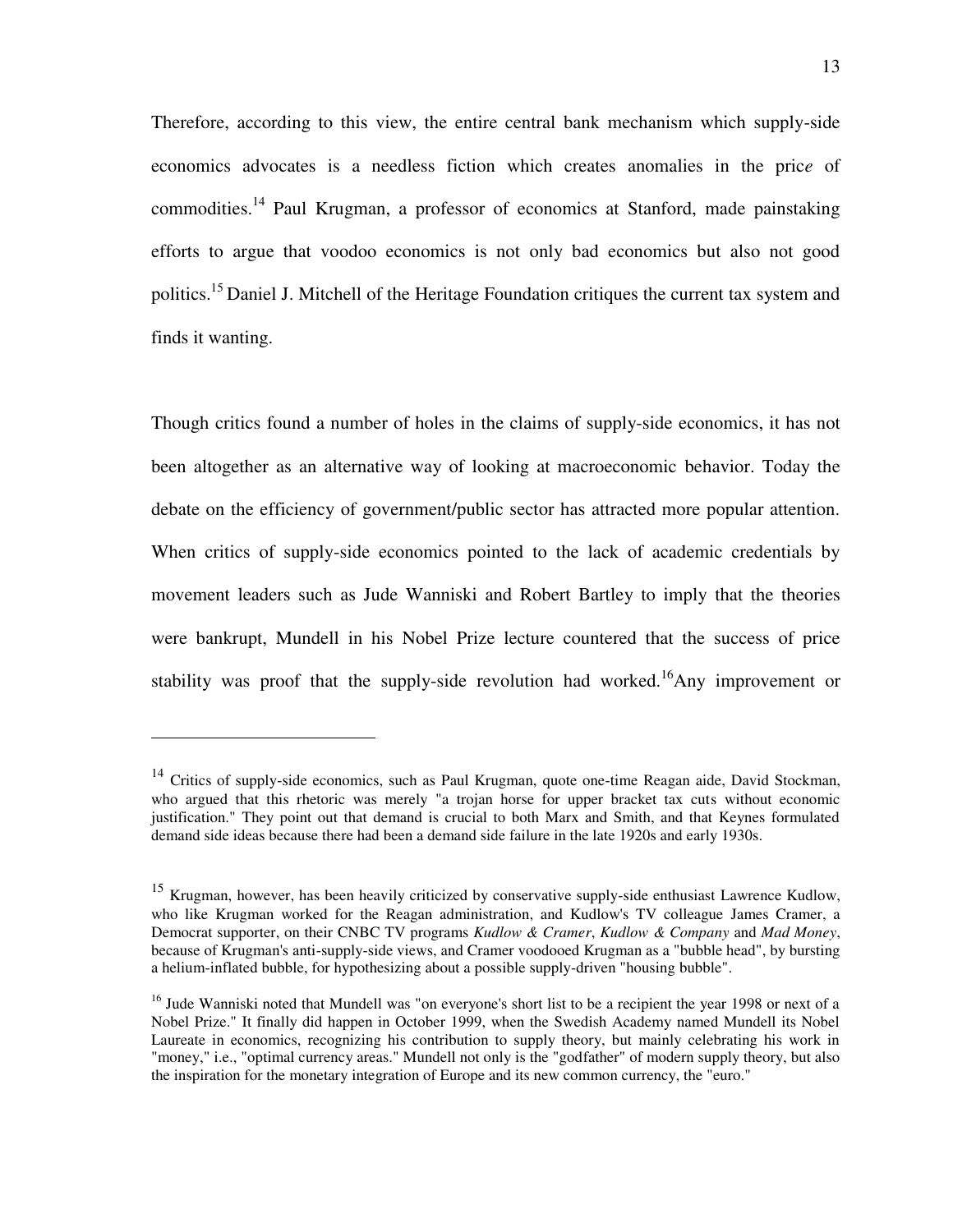Therefore, according to this view, the entire central bank mechanism which supply-side economics advocates is a needless fiction which creates anomalies in the pric*e* of commodities.[14] Paul Krugman, a professor of economics at Stanford, made painstaking efforts to argue that voodoo economics is not only bad economics but also not good politics.[15] Daniel J. Mitchell of the Heritage Foundation critiques the current tax system and finds it wanting.

Though critics found a number of holes in the claims of supply-side economics, it has not been altogether as an alternative way of looking at macroeconomic behavior. Today the debate on the efficiency of government/public sector has attracted more popular attention. When critics of supply-side economics pointed to the lack of academic credentials by movement leaders such as Jude Wanniski and Robert Bartley to imply that the theories were bankrupt, Mundell in his Nobel Prize lecture countered that the success of price stability was proof that the supply-side revolution had worked.[16]Any improvement or

---

[14] Critics of supply-side economics, such as Paul Krugman, quote one-time Reagan aide, David Stockman, who argued that this rhetoric was merely "a trojan horse for upper bracket tax cuts without economic justification." They point out that demand is crucial to both Marx and Smith, and that Keynes formulated demand side ideas because there had been a demand side failure in the late 1920s and early 1930s.

[15] Krugman, however, has been heavily criticized by conservative supply-side enthusiast Lawrence Kudlow, who like Krugman worked for the Reagan administration, and Kudlow's TV colleague James Cramer, a Democrat supporter, on their CNBC TV programs *Kudlow & Cramer*, *Kudlow & Company* and *Mad Money*, because of Krugman's anti-supply-side views, and Cramer voodooed Krugman as a "bubble head", by bursting a helium-inflated bubble, for hypothesizing about a possible supply-driven "housing bubble".

[16] Jude Wanniski noted that Mundell was "on everyone's short list to be a recipient the year 1998 or next of a Nobel Prize." It finally did happen in October 1999, when the Swedish Academy named Mundell its Nobel Laureate in economics, recognizing his contribution to supply theory, but mainly celebrating his work in "money," i.e., "optimal currency areas." Mundell not only is the "godfather" of modern supply theory, but also the inspiration for the monetary integration of Europe and its new common currency, the "euro."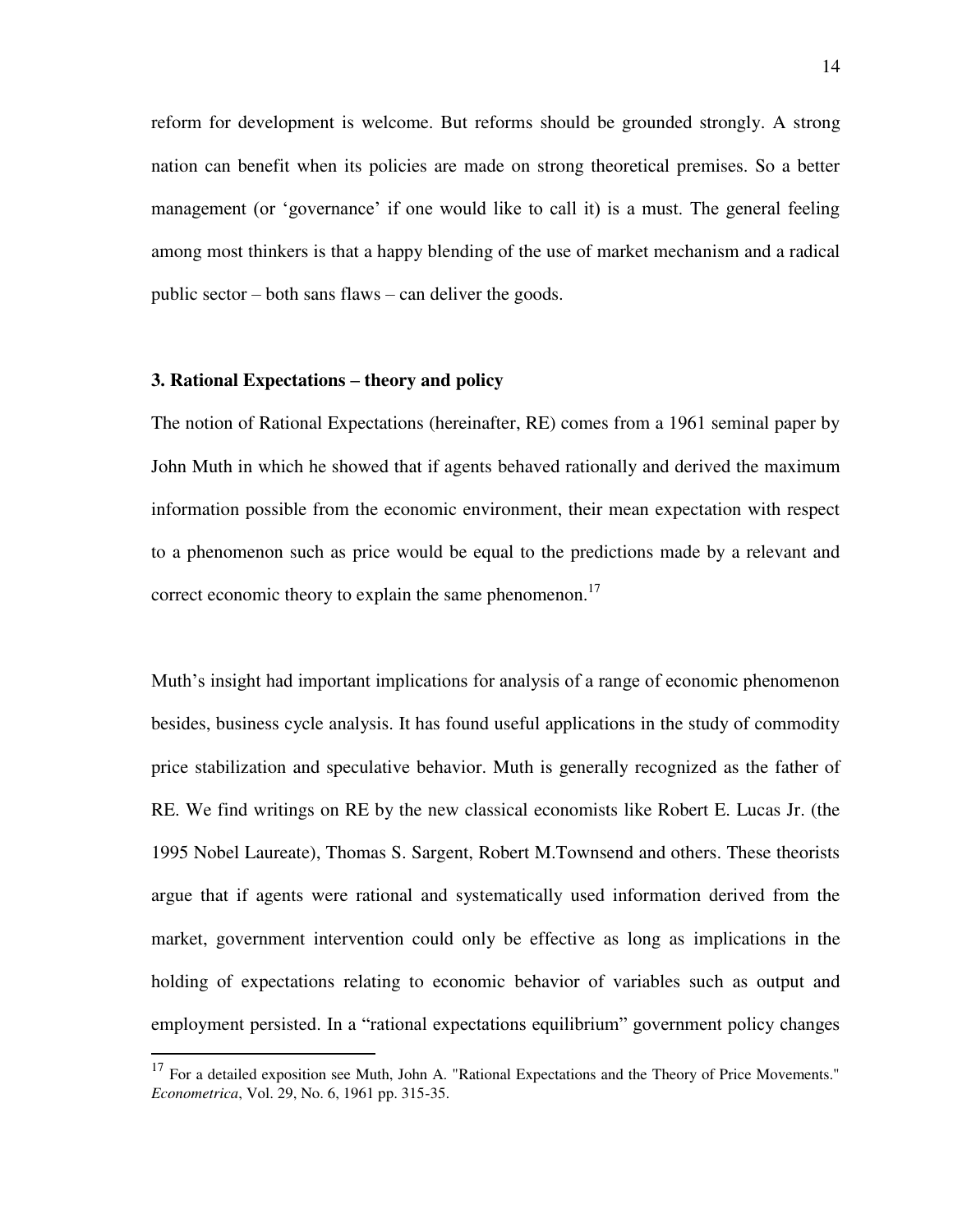reform for development is welcome. But reforms should be grounded strongly. A strong nation can benefit when its policies are made on strong theoretical premises. So a better management (or 'governance' if one would like to call it) is a must. The general feeling among most thinkers is that a happy blending of the use of market mechanism and a radical public sector – both sans flaws – can deliver the goods.

### 3. Rational Expectations – theory and policy

The notion of Rational Expectations (hereinafter, RE) comes from a 1961 seminal paper by John Muth in which he showed that if agents behaved rationally and derived the maximum information possible from the economic environment, their mean expectation with respect to a phenomenon such as price would be equal to the predictions made by a relevant and correct economic theory to explain the same phenomenon.[17]

Muth's insight had important implications for analysis of a range of economic phenomenon besides, business cycle analysis. It has found useful applications in the study of commodity price stabilization and speculative behavior. Muth is generally recognized as the father of RE. We find writings on RE by the new classical economists like Robert E. Lucas Jr. (the 1995 Nobel Laureate), Thomas S. Sargent, Robert M.Townsend and others. These theorists argue that if agents were rational and systematically used information derived from the market, government intervention could only be effective as long as implications in the holding of expectations relating to economic behavior of variables such as output and employment persisted. In a "rational expectations equilibrium" government policy changes

---

[17] For a detailed exposition see Muth, John A. "Rational Expectations and the Theory of Price Movements." *Econometrica*, Vol. 29, No. 6, 1961 pp. 315-35.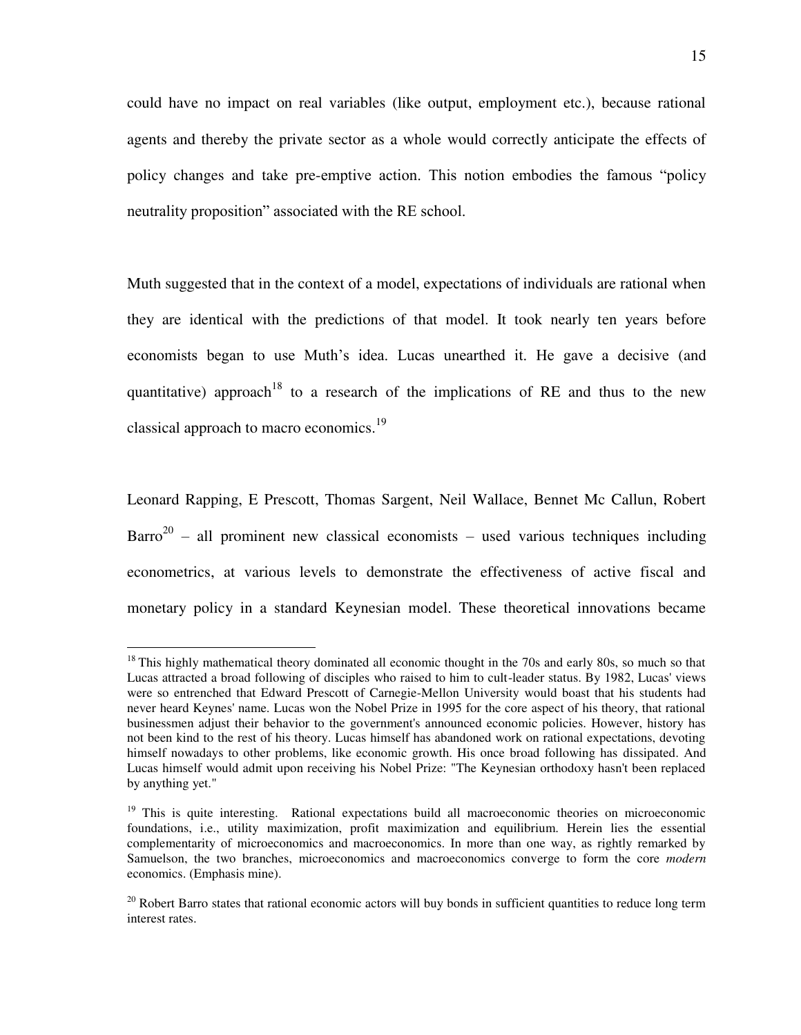could have no impact on real variables (like output, employment etc.), because rational agents and thereby the private sector as a whole would correctly anticipate the effects of policy changes and take pre-emptive action. This notion embodies the famous "policy neutrality proposition" associated with the RE school.

Muth suggested that in the context of a model, expectations of individuals are rational when they are identical with the predictions of that model. It took nearly ten years before economists began to use Muth's idea. Lucas unearthed it. He gave a decisive (and quantitative) approach[18] to a research of the implications of RE and thus to the new classical approach to macro economics.[19]

Leonard Rapping, E Prescott, Thomas Sargent, Neil Wallace, Bennet Mc Callun, Robert Barro[20] – all prominent new classical economists – used various techniques including econometrics, at various levels to demonstrate the effectiveness of active fiscal and monetary policy in a standard Keynesian model. These theoretical innovations became

---

[18] This highly mathematical theory dominated all economic thought in the 70s and early 80s, so much so that Lucas attracted a broad following of disciples who raised to him to cult-leader status. By 1982, Lucas' views were so entrenched that Edward Prescott of Carnegie-Mellon University would boast that his students had never heard Keynes' name. Lucas won the Nobel Prize in 1995 for the core aspect of his theory, that rational businessmen adjust their behavior to the government's announced economic policies. However, history has not been kind to the rest of his theory. Lucas himself has abandoned work on rational expectations, devoting himself nowadays to other problems, like economic growth. His once broad following has dissipated. And Lucas himself would admit upon receiving his Nobel Prize: "The Keynesian orthodoxy hasn't been replaced by anything yet."

[19] This is quite interesting. Rational expectations build all macroeconomic theories on microeconomic foundations, i.e., utility maximization, profit maximization and equilibrium. Herein lies the essential complementarity of microeconomics and macroeconomics. In more than one way, as rightly remarked by Samuelson, the two branches, microeconomics and macroeconomics converge to form the core *modern* economics. (Emphasis mine).

[20] Robert Barro states that rational economic actors will buy bonds in sufficient quantities to reduce long term interest rates.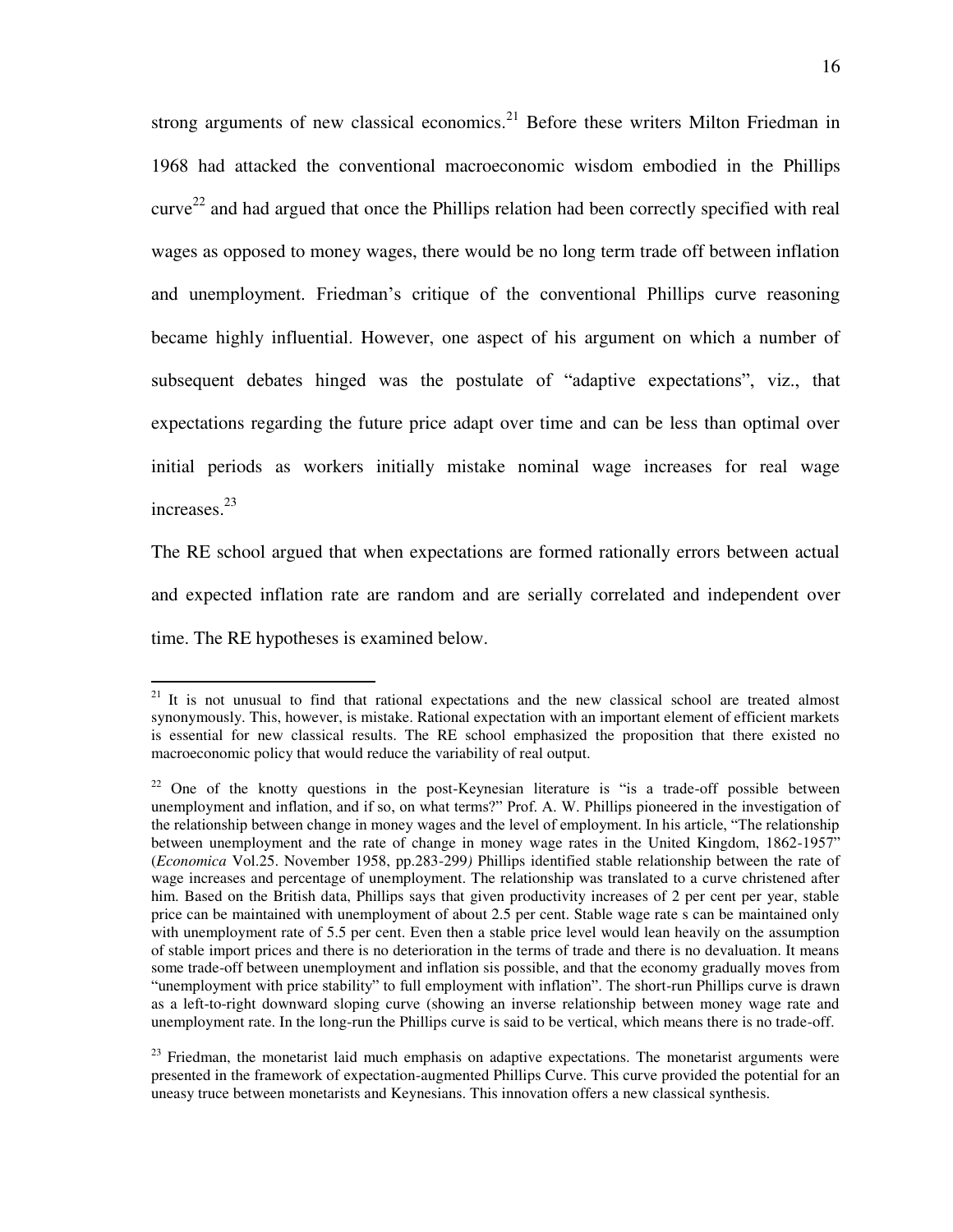strong arguments of new classical economics.[21] Before these writers Milton Friedman in 1968 had attacked the conventional macroeconomic wisdom embodied in the Phillips curve[22] and had argued that once the Phillips relation had been correctly specified with real wages as opposed to money wages, there would be no long term trade off between inflation and unemployment. Friedman's critique of the conventional Phillips curve reasoning became highly influential. However, one aspect of his argument on which a number of subsequent debates hinged was the postulate of "adaptive expectations", viz., that expectations regarding the future price adapt over time and can be less than optimal over initial periods as workers initially mistake nominal wage increases for real wage increases.[23]

The RE school argued that when expectations are formed rationally errors between actual and expected inflation rate are random and are serially correlated and independent over time. The RE hypotheses is examined below.

---

[21] It is not unusual to find that rational expectations and the new classical school are treated almost synonymously. This, however, is mistake. Rational expectation with an important element of efficient markets is essential for new classical results. The RE school emphasized the proposition that there existed no macroeconomic policy that would reduce the variability of real output.

[22] One of the knotty questions in the post-Keynesian literature is "is a trade-off possible between unemployment and inflation, and if so, on what terms?" Prof. A. W. Phillips pioneered in the investigation of the relationship between change in money wages and the level of employment. In his article, "The relationship between unemployment and the rate of change in money wage rates in the United Kingdom, 1862-1957" (*Economica* Vol.25. November 1958, pp.283-299) Phillips identified stable relationship between the rate of wage increases and percentage of unemployment. The relationship was translated to a curve christened after him. Based on the British data, Phillips says that given productivity increases of 2 per cent per year, stable price can be maintained with unemployment of about 2.5 per cent. Stable wage rate s can be maintained only with unemployment rate of 5.5 per cent. Even then a stable price level would lean heavily on the assumption of stable import prices and there is no deterioration in the terms of trade and there is no devaluation. It means some trade-off between unemployment and inflation sis possible, and that the economy gradually moves from "unemployment with price stability" to full employment with inflation". The short-run Phillips curve is drawn as a left-to-right downward sloping curve (showing an inverse relationship between money wage rate and unemployment rate. In the long-run the Phillips curve is said to be vertical, which means there is no trade-off.

[23] Friedman, the monetarist laid much emphasis on adaptive expectations. The monetarist arguments were presented in the framework of expectation-augmented Phillips Curve. This curve provided the potential for an uneasy truce between monetarists and Keynesians. This innovation offers a new classical synthesis.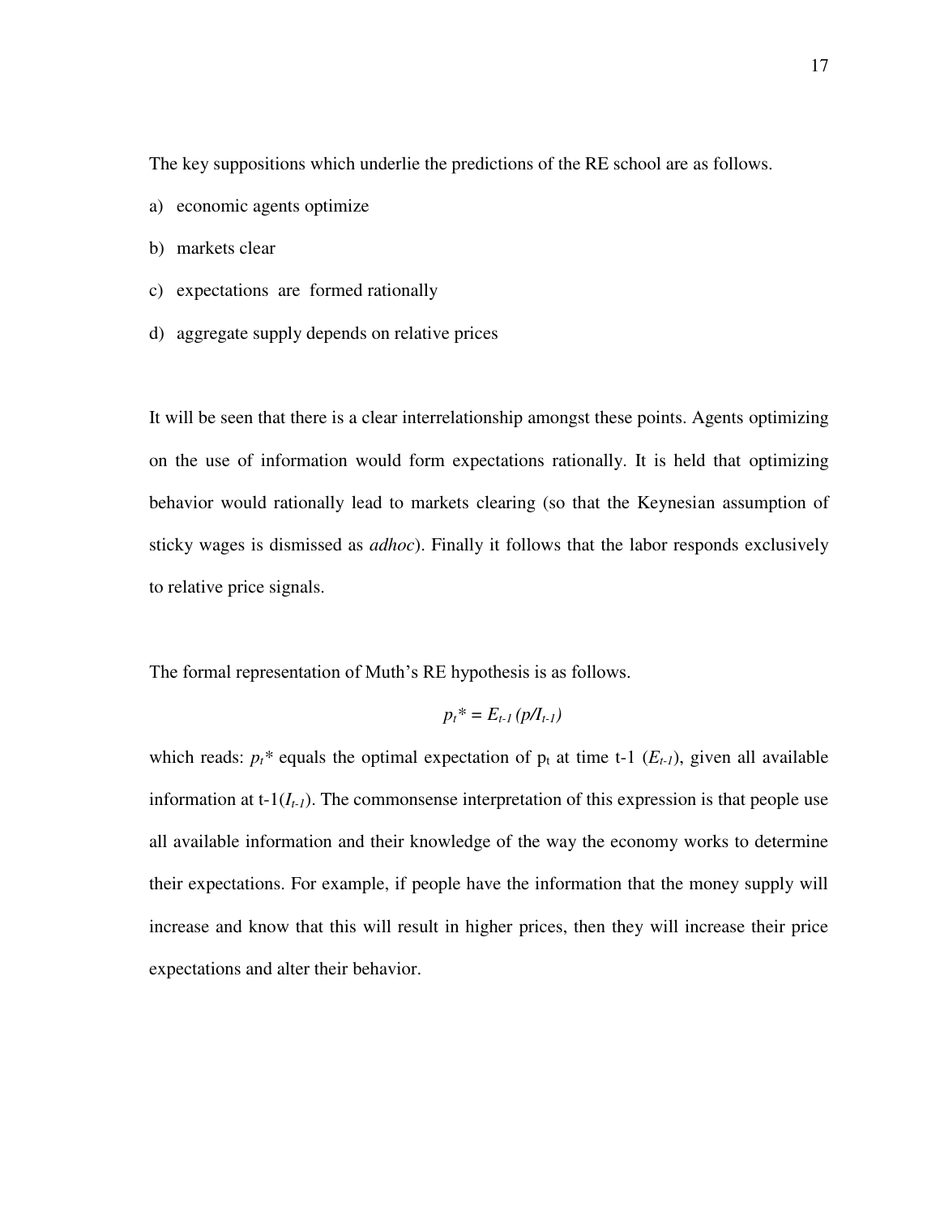The key suppositions which underlie the predictions of the RE school are as follows.

a) economic agents optimize
b) markets clear
c) expectations are formed rationally
d) aggregate supply depends on relative prices

It will be seen that there is a clear interrelationship amongst these points. Agents optimizing on the use of information would form expectations rationally. It is held that optimizing behavior would rationally lead to markets clearing (so that the Keynesian assumption of sticky wages is dismissed as *adhoc*). Finally it follows that the labor responds exclusively to relative price signals.

The formal representation of Muth's RE hypothesis is as follows.

$$p_t^* = E_{t-1}(p/I_{t-1})$$

which reads: $p_t^*$ equals the optimal expectation of $p_t$ at time t-1 ($E_{t-1}$), given all available information at t-1($I_{t-1}$). The commonsense interpretation of this expression is that people use all available information and their knowledge of the way the economy works to determine their expectations. For example, if people have the information that the money supply will increase and know that this will result in higher prices, then they will increase their price expectations and alter their behavior.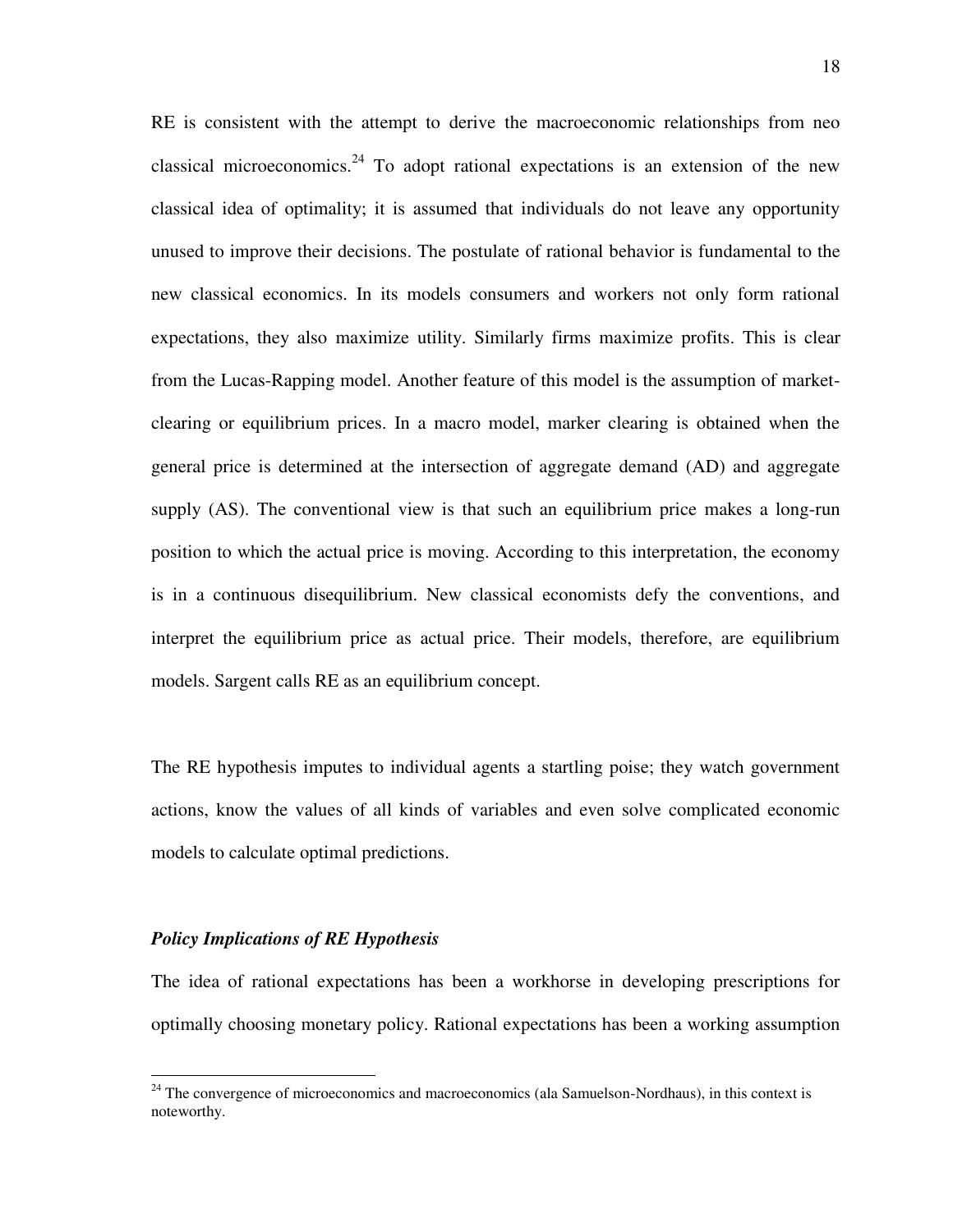RE is consistent with the attempt to derive the macroeconomic relationships from neo classical microeconomics.[24] To adopt rational expectations is an extension of the new classical idea of optimality; it is assumed that individuals do not leave any opportunity unused to improve their decisions. The postulate of rational behavior is fundamental to the new classical economics. In its models consumers and workers not only form rational expectations, they also maximize utility. Similarly firms maximize profits. This is clear from the Lucas-Rapping model. Another feature of this model is the assumption of market-clearing or equilibrium prices. In a macro model, marker clearing is obtained when the general price is determined at the intersection of aggregate demand (AD) and aggregate supply (AS). The conventional view is that such an equilibrium price makes a long-run position to which the actual price is moving. According to this interpretation, the economy is in a continuous disequilibrium. New classical economists defy the conventions, and interpret the equilibrium price as actual price. Their models, therefore, are equilibrium models. Sargent calls RE as an equilibrium concept.

The RE hypothesis imputes to individual agents a startling poise; they watch government actions, know the values of all kinds of variables and even solve complicated economic models to calculate optimal predictions.

### *Policy Implications of RE Hypothesis*

The idea of rational expectations has been a workhorse in developing prescriptions for optimally choosing monetary policy. Rational expectations has been a working assumption

[24] The convergence of microeconomics and macroeconomics (ala Samuelson-Nordhaus), in this context is noteworthy.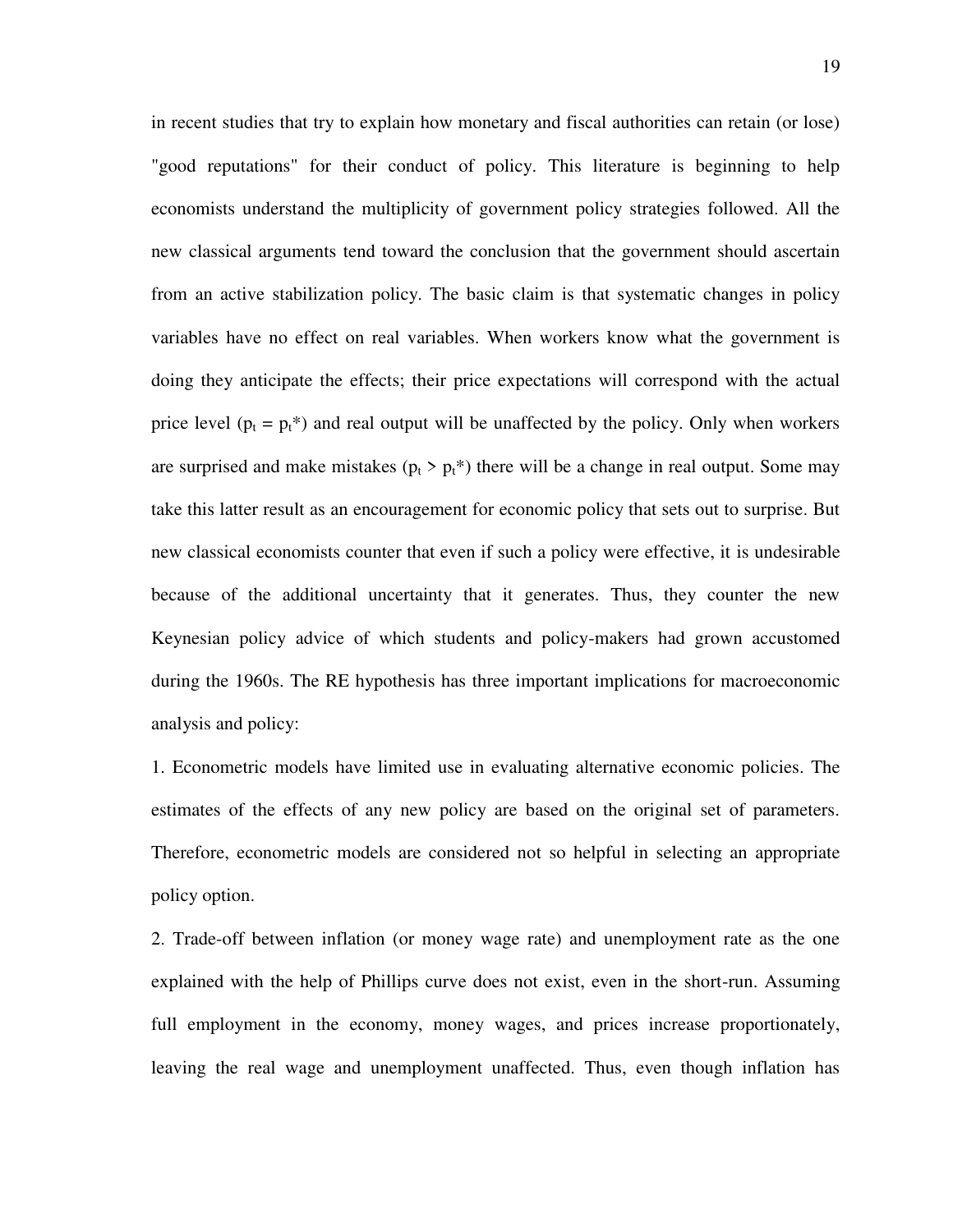in recent studies that try to explain how monetary and fiscal authorities can retain (or lose) "good reputations" for their conduct of policy. This literature is beginning to help economists understand the multiplicity of government policy strategies followed. All the new classical arguments tend toward the conclusion that the government should ascertain from an active stabilization policy. The basic claim is that systematic changes in policy variables have no effect on real variables. When workers know what the government is doing they anticipate the effects; their price expectations will correspond with the actual price level ($p_t = p_t$*) and real output will be unaffected by the policy. Only when workers are surprised and make mistakes ($p_t > p_t$*) there will be a change in real output. Some may take this latter result as an encouragement for economic policy that sets out to surprise. But new classical economists counter that even if such a policy were effective, it is undesirable because of the additional uncertainty that it generates. Thus, they counter the new Keynesian policy advice of which students and policy-makers had grown accustomed during the 1960s. The RE hypothesis has three important implications for macroeconomic analysis and policy:

1. Econometric models have limited use in evaluating alternative economic policies. The estimates of the effects of any new policy are based on the original set of parameters. Therefore, econometric models are considered not so helpful in selecting an appropriate policy option.

2. Trade-off between inflation (or money wage rate) and unemployment rate as the one explained with the help of Phillips curve does not exist, even in the short-run. Assuming full employment in the economy, money wages, and prices increase proportionately, leaving the real wage and unemployment unaffected. Thus, even though inflation has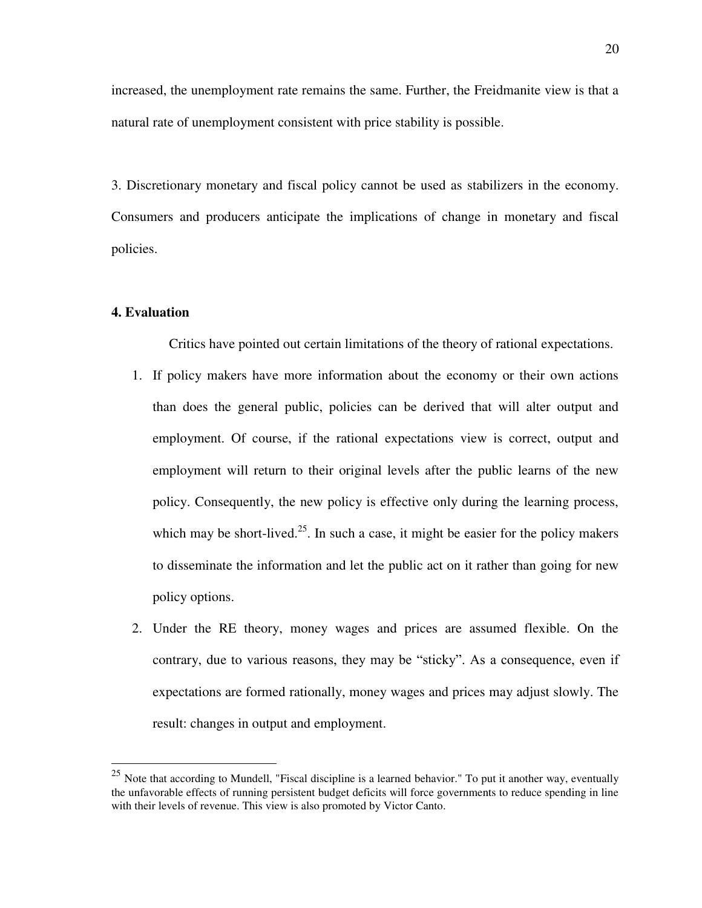increased, the unemployment rate remains the same. Further, the Freidmanite view is that a natural rate of unemployment consistent with price stability is possible.

3. Discretionary monetary and fiscal policy cannot be used as stabilizers in the economy. Consumers and producers anticipate the implications of change in monetary and fiscal policies.

**4. Evaluation**

Critics have pointed out certain limitations of the theory of rational expectations.

1. If policy makers have more information about the economy or their own actions than does the general public, policies can be derived that will alter output and employment. Of course, if the rational expectations view is correct, output and employment will return to their original levels after the public learns of the new policy. Consequently, the new policy is effective only during the learning process, which may be short-lived.[25]. In such a case, it might be easier for the policy makers to disseminate the information and let the public act on it rather than going for new policy options.
2. Under the RE theory, money wages and prices are assumed flexible. On the contrary, due to various reasons, they may be "sticky". As a consequence, even if expectations are formed rationally, money wages and prices may adjust slowly. The result: changes in output and employment.

---

[25] Note that according to Mundell, "Fiscal discipline is a learned behavior." To put it another way, eventually the unfavorable effects of running persistent budget deficits will force governments to reduce spending in line with their levels of revenue. This view is also promoted by Victor Canto.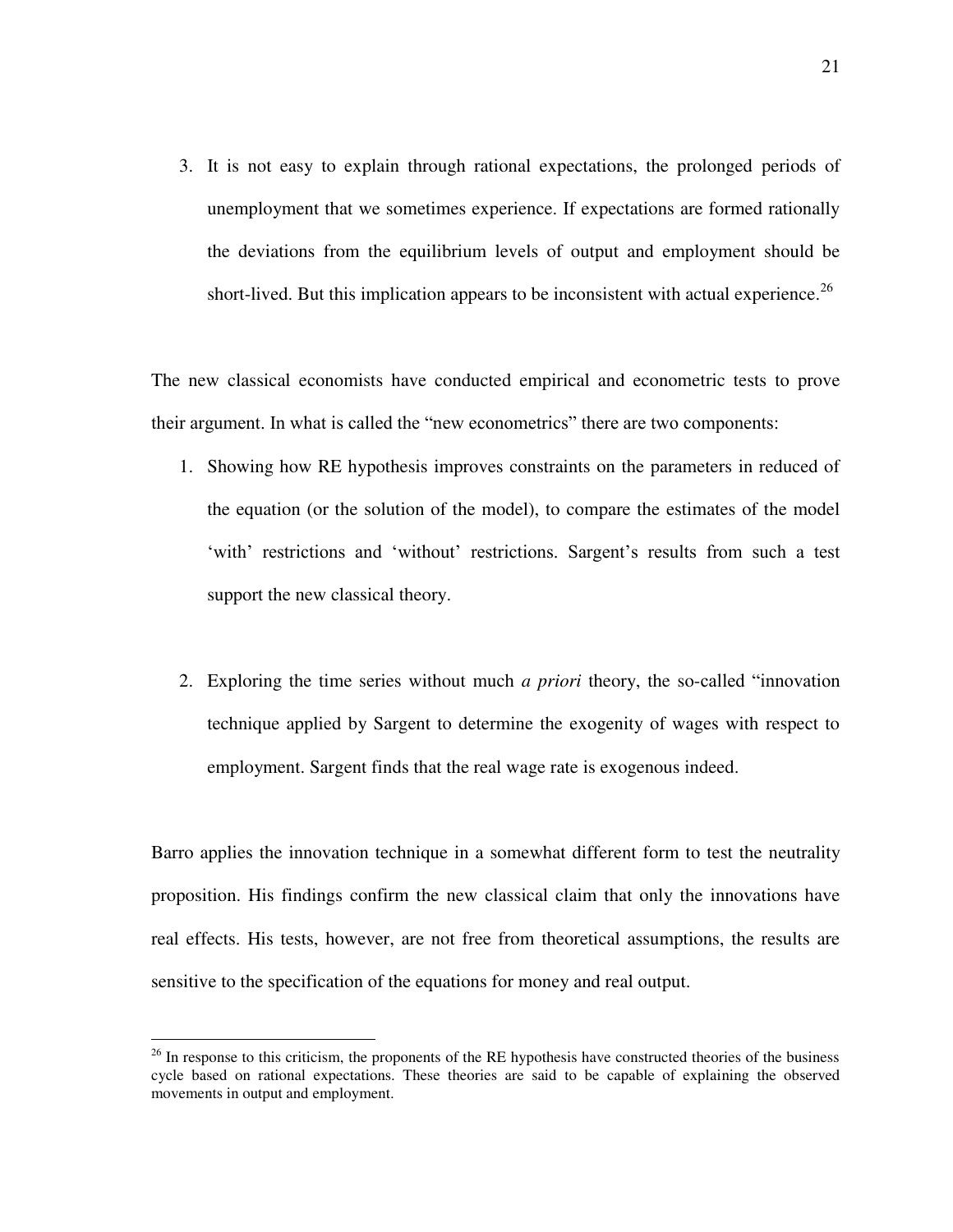3. It is not easy to explain through rational expectations, the prolonged periods of unemployment that we sometimes experience. If expectations are formed rationally the deviations from the equilibrium levels of output and employment should be short-lived. But this implication appears to be inconsistent with actual experience.[26]

The new classical economists have conducted empirical and econometric tests to prove their argument. In what is called the "new econometrics" there are two components:

1. Showing how RE hypothesis improves constraints on the parameters in reduced of the equation (or the solution of the model), to compare the estimates of the model 'with' restrictions and 'without' restrictions. Sargent's results from such a test support the new classical theory.

2. Exploring the time series without much *a priori* theory, the so-called "innovation technique applied by Sargent to determine the exogenity of wages with respect to employment. Sargent finds that the real wage rate is exogenous indeed.

Barro applies the innovation technique in a somewhat different form to test the neutrality proposition. His findings confirm the new classical claim that only the innovations have real effects. His tests, however, are not free from theoretical assumptions, the results are sensitive to the specification of the equations for money and real output.

---

[26] In response to this criticism, the proponents of the RE hypothesis have constructed theories of the business cycle based on rational expectations. These theories are said to be capable of explaining the observed movements in output and employment.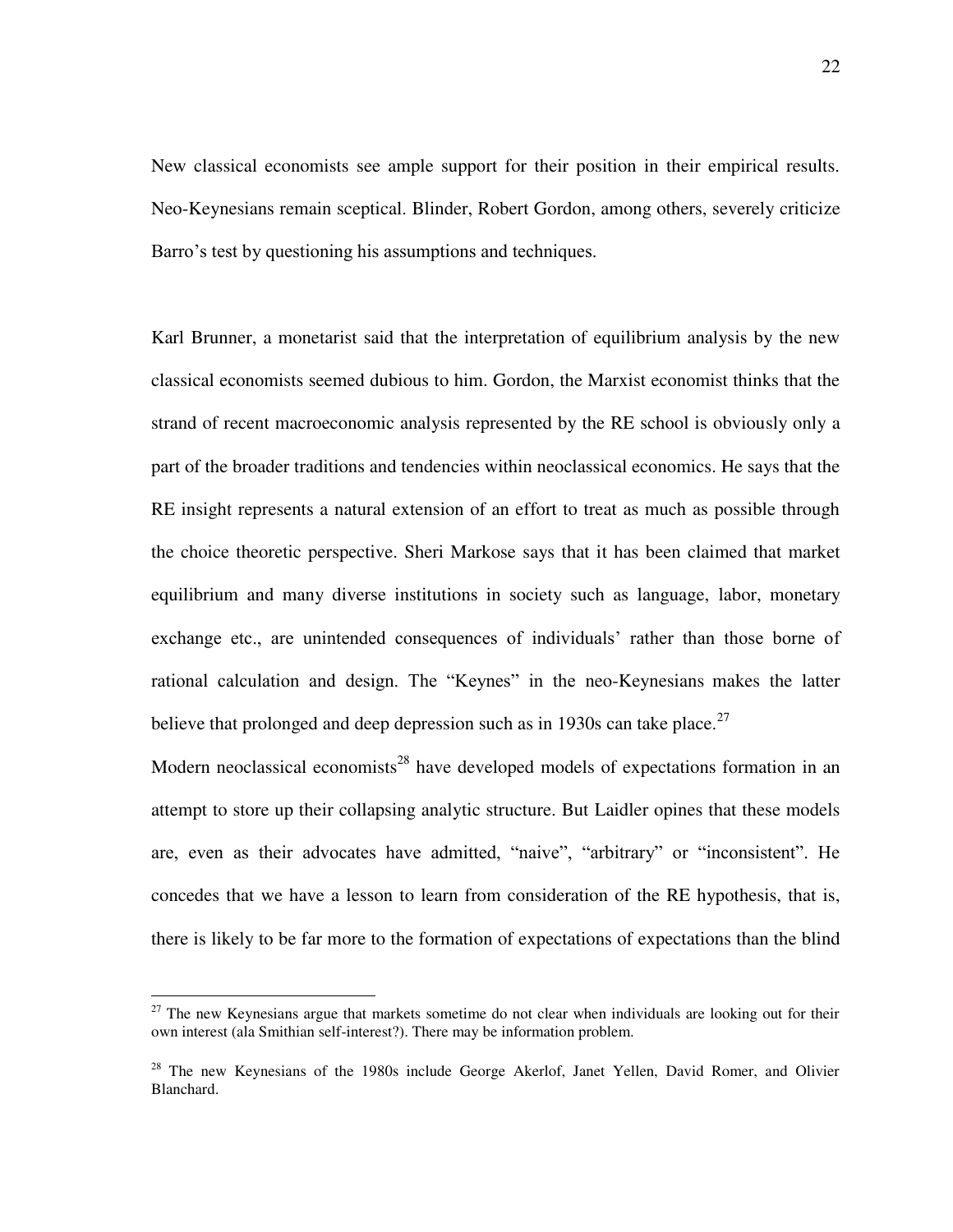New classical economists see ample support for their position in their empirical results. Neo-Keynesians remain sceptical. Blinder, Robert Gordon, among others, severely criticize Barro's test by questioning his assumptions and techniques.

Karl Brunner, a monetarist said that the interpretation of equilibrium analysis by the new classical economists seemed dubious to him. Gordon, the Marxist economist thinks that the strand of recent macroeconomic analysis represented by the RE school is obviously only a part of the broader traditions and tendencies within neoclassical economics. He says that the RE insight represents a natural extension of an effort to treat as much as possible through the choice theoretic perspective. Sheri Markose says that it has been claimed that market equilibrium and many diverse institutions in society such as language, labor, monetary exchange etc., are unintended consequences of individuals' rather than those borne of rational calculation and design. The "Keynes" in the neo-Keynesians makes the latter believe that prolonged and deep depression such as in 1930s can take place.[27]

Modern neoclassical economists[28] have developed models of expectations formation in an attempt to store up their collapsing analytic structure. But Laidler opines that these models are, even as their advocates have admitted, "naive", "arbitrary" or "inconsistent". He concedes that we have a lesson to learn from consideration of the RE hypothesis, that is, there is likely to be far more to the formation of expectations of expectations than the blind

---

[27] The new Keynesians argue that markets sometime do not clear when individuals are looking out for their own interest (ala Smithian self-interest?). There may be information problem.

[28] The new Keynesians of the 1980s include George Akerlof, Janet Yellen, David Romer, and Olivier Blanchard.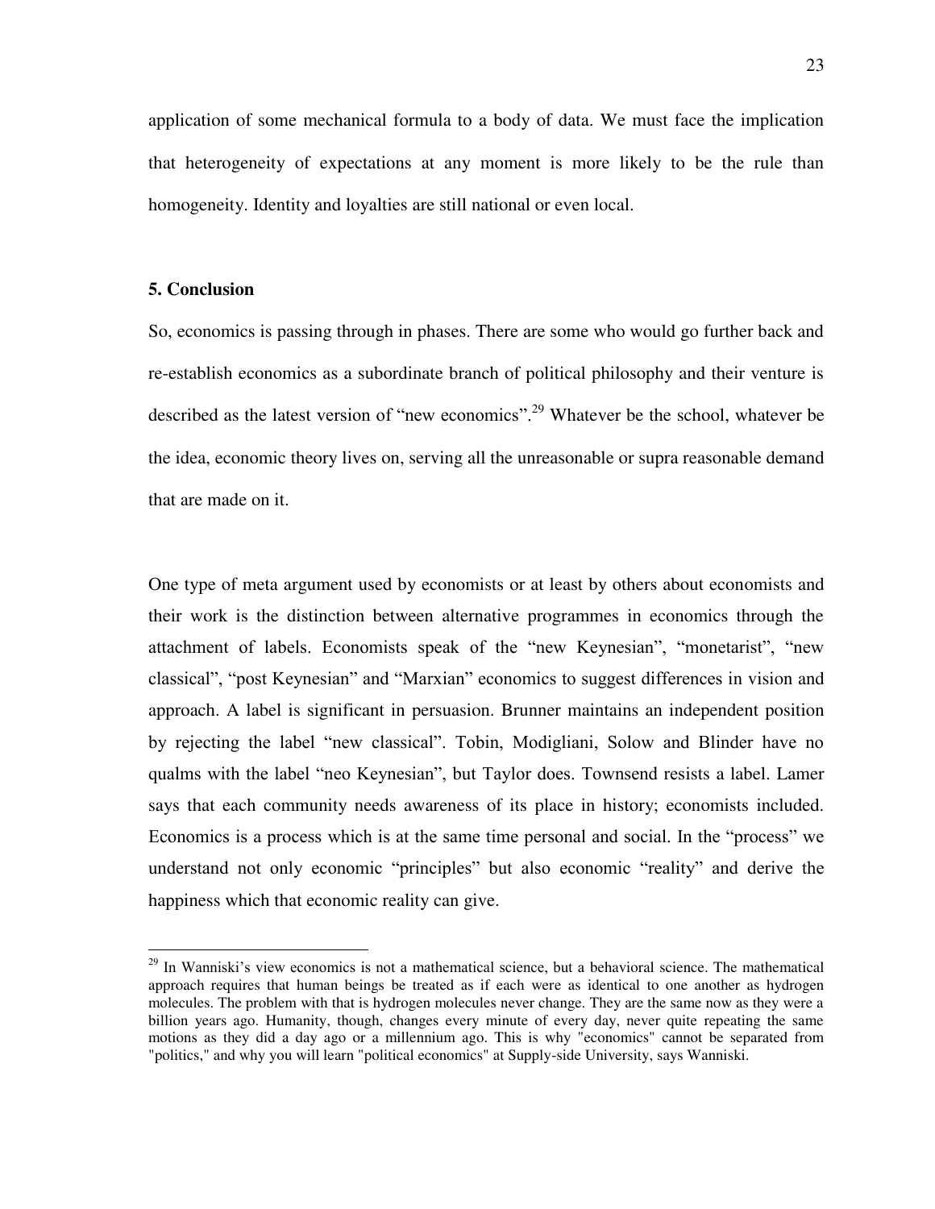application of some mechanical formula to a body of data. We must face the implication that heterogeneity of expectations at any moment is more likely to be the rule than homogeneity. Identity and loyalties are still national or even local.

## 5. Conclusion

So, economics is passing through in phases. There are some who would go further back and re-establish economics as a subordinate branch of political philosophy and their venture is described as the latest version of "new economics".[29] Whatever be the school, whatever be the idea, economic theory lives on, serving all the unreasonable or supra reasonable demand that are made on it.

One type of meta argument used by economists or at least by others about economists and their work is the distinction between alternative programmes in economics through the attachment of labels. Economists speak of the "new Keynesian", "monetarist", "new classical", "post Keynesian" and "Marxian" economics to suggest differences in vision and approach. A label is significant in persuasion. Brunner maintains an independent position by rejecting the label "new classical". Tobin, Modigliani, Solow and Blinder have no qualms with the label "neo Keynesian", but Taylor does. Townsend resists a label. Lamer says that each community needs awareness of its place in history; economists included. Economics is a process which is at the same time personal and social. In the "process" we understand not only economic "principles" but also economic "reality" and derive the happiness which that economic reality can give.

---

[29] In Wanniski's view economics is not a mathematical science, but a behavioral science. The mathematical approach requires that human beings be treated as if each were as identical to one another as hydrogen molecules. The problem with that is hydrogen molecules never change. They are the same now as they were a billion years ago. Humanity, though, changes every minute of every day, never quite repeating the same motions as they did a day ago or a millennium ago. This is why "economics" cannot be separated from "politics," and why you will learn "political economics" at Supply-side University, says Wanniski.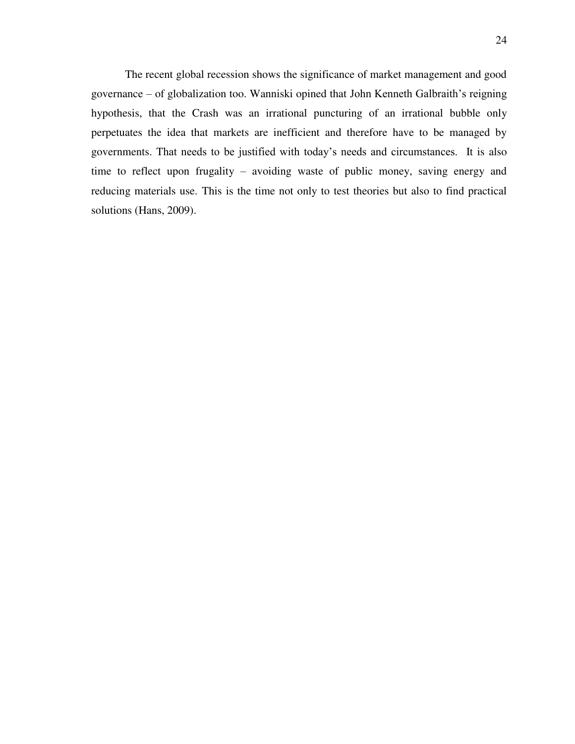The recent global recession shows the significance of market management and good governance – of globalization too. Wanniski opined that John Kenneth Galbraith's reigning hypothesis, that the Crash was an irrational puncturing of an irrational bubble only perpetuates the idea that markets are inefficient and therefore have to be managed by governments. That needs to be justified with today's needs and circumstances.  It is also time to reflect upon frugality – avoiding waste of public money, saving energy and reducing materials use. This is the time not only to test theories but also to find practical solutions (Hans, 2009).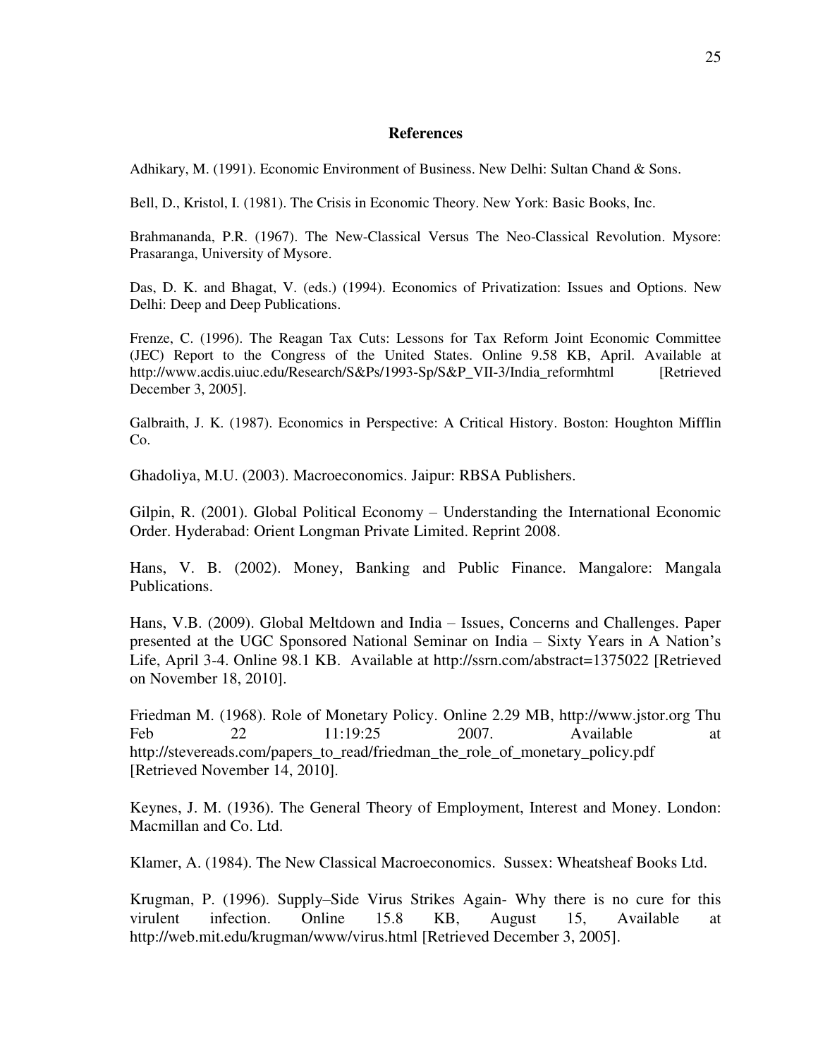## References

Adhikary, M. (1991). Economic Environment of Business. New Delhi: Sultan Chand & Sons.

Bell, D., Kristol, I. (1981). The Crisis in Economic Theory. New York: Basic Books, Inc.

Brahmananda, P.R. (1967). The New-Classical Versus The Neo-Classical Revolution. Mysore: Prasaranga, University of Mysore.

Das, D. K. and Bhagat, V. (eds.) (1994). Economics of Privatization: Issues and Options. New Delhi: Deep and Deep Publications.

Frenze, C. (1996). The Reagan Tax Cuts: Lessons for Tax Reform Joint Economic Committee (JEC) Report to the Congress of the United States. Online 9.58 KB, April. Available at http://www.acdis.uiuc.edu/Research/S&Ps/1993-Sp/S&P_VII-3/India_reformhtml [Retrieved December 3, 2005].

Galbraith, J. K. (1987). Economics in Perspective: A Critical History. Boston: Houghton Mifflin Co.

Ghadoliya, M.U. (2003). Macroeconomics. Jaipur: RBSA Publishers.

Gilpin, R. (2001). Global Political Economy – Understanding the International Economic Order. Hyderabad: Orient Longman Private Limited. Reprint 2008.

Hans, V. B. (2002). Money, Banking and Public Finance. Mangalore: Mangala Publications.

Hans, V.B. (2009). Global Meltdown and India – Issues, Concerns and Challenges. Paper presented at the UGC Sponsored National Seminar on India – Sixty Years in A Nation's Life, April 3-4. Online 98.1 KB. Available at http://ssrn.com/abstract=1375022 [Retrieved on November 18, 2010].

Friedman M. (1968). Role of Monetary Policy. Online 2.29 MB, http://www.jstor.org Thu Feb 22 11:19:25 2007. Available at http://stevereads.com/papers_to_read/friedman_the_role_of_monetary_policy.pdf [Retrieved November 14, 2010].

Keynes, J. M. (1936). The General Theory of Employment, Interest and Money. London: Macmillan and Co. Ltd.

Klamer, A. (1984). The New Classical Macroeconomics. Sussex: Wheatsheaf Books Ltd.

Krugman, P. (1996). Supply–Side Virus Strikes Again- Why there is no cure for this virulent infection. Online 15.8 KB, August 15, Available at http://web.mit.edu/krugman/www/virus.html [Retrieved December 3, 2005].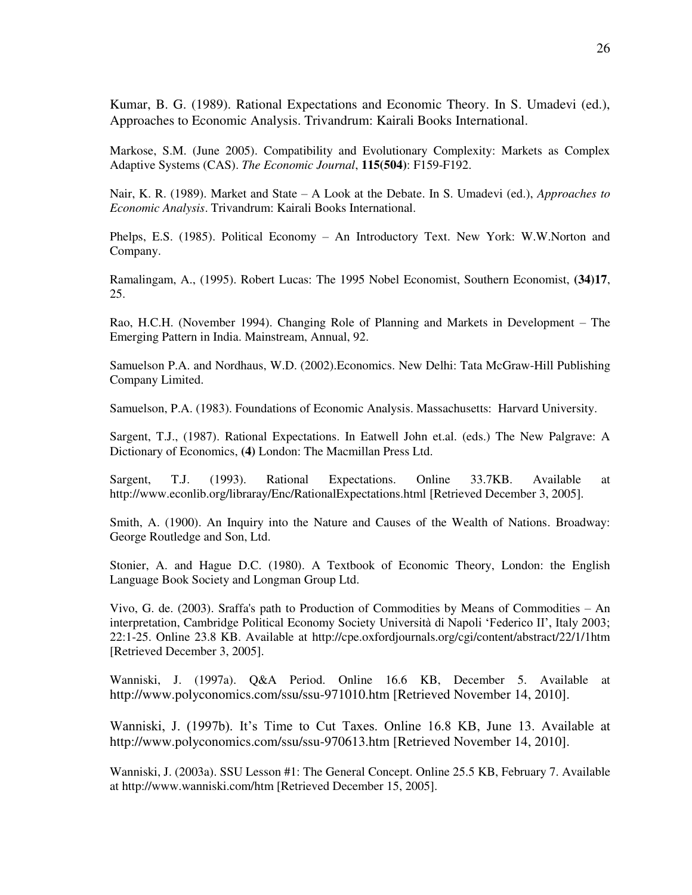Kumar, B. G. (1989). Rational Expectations and Economic Theory. In S. Umadevi (ed.), Approaches to Economic Analysis. Trivandrum: Kairali Books International.

Markose, S.M. (June 2005). Compatibility and Evolutionary Complexity: Markets as Complex Adaptive Systems (CAS). *The Economic Journal*, **115(504)**: F159-F192.

Nair, K. R. (1989). Market and State – A Look at the Debate. In S. Umadevi (ed.), *Approaches to Economic Analysis*. Trivandrum: Kairali Books International.

Phelps, E.S. (1985). Political Economy – An Introductory Text. New York: W.W.Norton and Company.

Ramalingam, A., (1995). Robert Lucas: The 1995 Nobel Economist, Southern Economist, **(34)17**, 25.

Rao, H.C.H. (November 1994). Changing Role of Planning and Markets in Development – The Emerging Pattern in India. Mainstream, Annual, 92.

Samuelson P.A. and Nordhaus, W.D. (2002).Economics. New Delhi: Tata McGraw-Hill Publishing Company Limited.

Samuelson, P.A. (1983). Foundations of Economic Analysis. Massachusetts: Harvard University.

Sargent, T.J., (1987). Rational Expectations. In Eatwell John et.al. (eds.) The New Palgrave: A Dictionary of Economics, **(4)** London: The Macmillan Press Ltd.

Sargent, T.J. (1993). Rational Expectations. Online 33.7KB. Available at http://www.econlib.org/libraray/Enc/RationalExpectations.html [Retrieved December 3, 2005].

Smith, A. (1900). An Inquiry into the Nature and Causes of the Wealth of Nations. Broadway: George Routledge and Son, Ltd.

Stonier, A. and Hague D.C. (1980). A Textbook of Economic Theory, London: the English Language Book Society and Longman Group Ltd.

Vivo, G. de. (2003). Sraffa's path to Production of Commodities by Means of Commodities – An interpretation, Cambridge Political Economy Society Università di Napoli 'Federico II', Italy 2003; 22:1-25. Online 23.8 KB. Available at http://cpe.oxfordjournals.org/cgi/content/abstract/22/1/1htm [Retrieved December 3, 2005].

Wanniski, J. (1997a). Q&A Period. Online 16.6 KB, December 5. Available at http://www.polyconomics.com/ssu/ssu-971010.htm [Retrieved November 14, 2010].

Wanniski, J. (1997b). It's Time to Cut Taxes. Online 16.8 KB, June 13. Available at http://www.polyconomics.com/ssu/ssu-970613.htm [Retrieved November 14, 2010].

Wanniski, J. (2003a). SSU Lesson #1: The General Concept. Online 25.5 KB, February 7. Available at http://www.wanniski.com/htm [Retrieved December 15, 2005].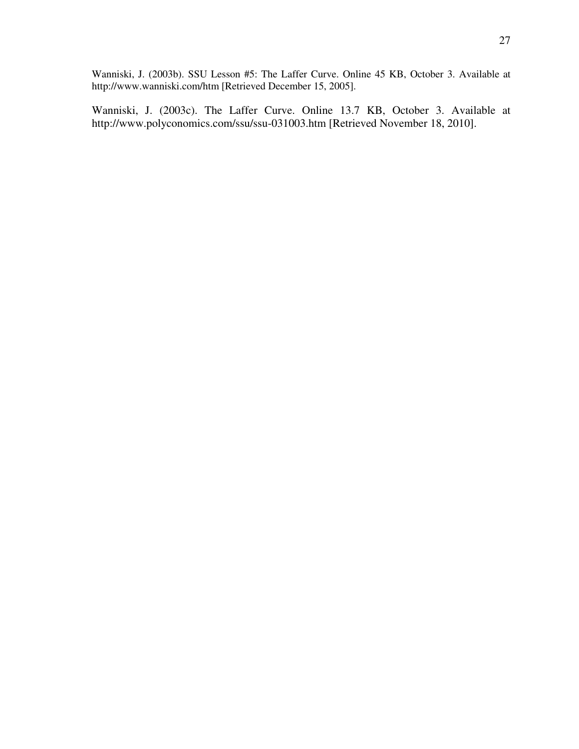Wanniski, J. (2003b). SSU Lesson #5: The Laffer Curve. Online 45 KB, October 3. Available at http://www.wanniski.com/htm [Retrieved December 15, 2005].

Wanniski, J. (2003c). The Laffer Curve. Online 13.7 KB, October 3. Available at http://www.polyconomics.com/ssu/ssu-031003.htm [Retrieved November 18, 2010].